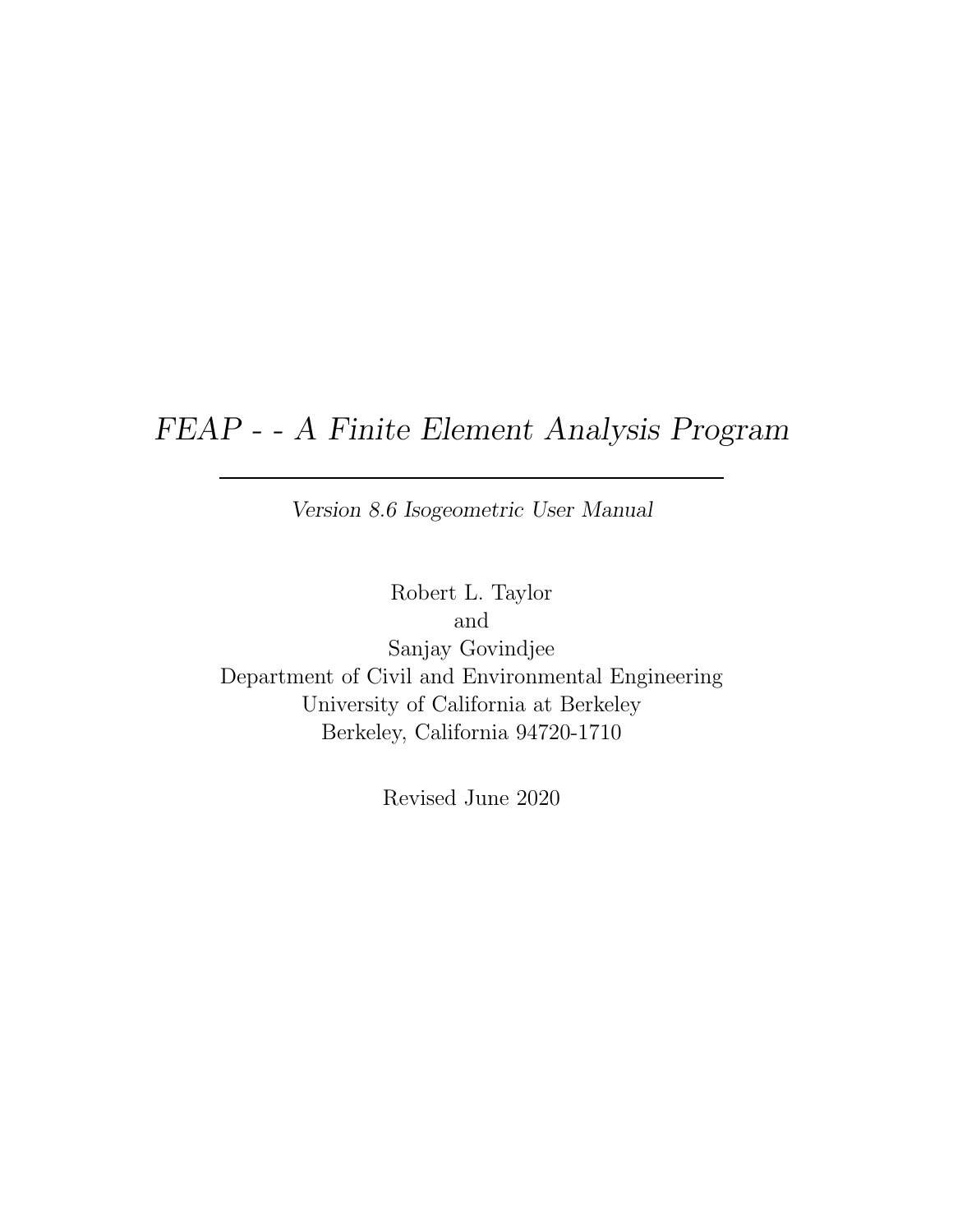# *FEAP - - A Finite Element Analysis Program*

---

*Version 8.6 Isogeometric User Manual*

Robert L. Taylor
and
Sanjay Govindjee
Department of Civil and Environmental Engineering
University of California at Berkeley
Berkeley, California 94720-1710

Revised June 2020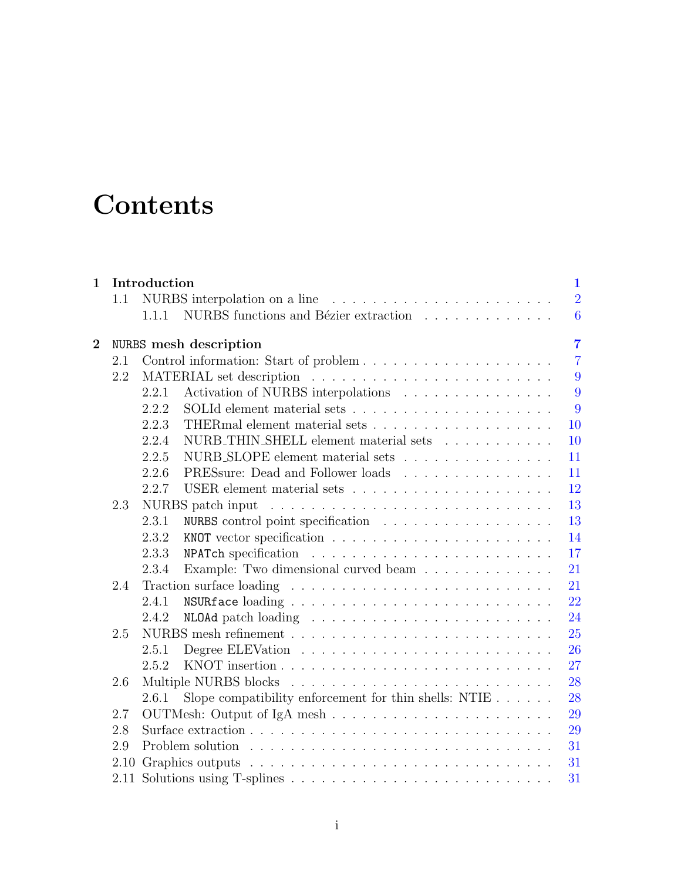# Contents

**1 Introduction** **1**

- 1.1 NURBS interpolation on a line . . . . . . . . . . . . . . . . . . . . . . 2
  - 1.1.1 NURBS functions and Bézier extraction . . . . . . . . . . . . . 6

**2 `NURBS` mesh description** **7**

- 2.1 Control information: Start of problem . . . . . . . . . . . . . . . . . . . 7
- 2.2 MATERIAL set description . . . . . . . . . . . . . . . . . . . . . . . 9
  - 2.2.1 Activation of NURBS interpolations . . . . . . . . . . . . . . . 9
  - 2.2.2 SOLId element material sets . . . . . . . . . . . . . . . . . . . 9
  - 2.2.3 THERmal element material sets . . . . . . . . . . . . . . . . . 10
  - 2.2.4 NURB_THIN_SHELL element material sets . . . . . . . . . . . 10
  - 2.2.5 NURB_SLOPE element material sets . . . . . . . . . . . . . . . 11
  - 2.2.6 PRESsure: Dead and Follower loads . . . . . . . . . . . . . . . 11
  - 2.2.7 USER element material sets . . . . . . . . . . . . . . . . . . . 12
- 2.3 NURBS patch input . . . . . . . . . . . . . . . . . . . . . . . . . . . 13
  - 2.3.1 `NURBS` control point specification . . . . . . . . . . . . . . . . 13
  - 2.3.2 `KNOT` vector specification . . . . . . . . . . . . . . . . . . . . 14
  - 2.3.3 `NPATch` specification . . . . . . . . . . . . . . . . . . . . . . . 17
  - 2.3.4 Example: Two dimensional curved beam . . . . . . . . . . . . . 21
- 2.4 Traction surface loading . . . . . . . . . . . . . . . . . . . . . . . . . 21
  - 2.4.1 `NSURface` loading . . . . . . . . . . . . . . . . . . . . . . . . . 22
  - 2.4.2 `NLOAd` patch loading . . . . . . . . . . . . . . . . . . . . . . . 24
- 2.5 NURBS mesh refinement . . . . . . . . . . . . . . . . . . . . . . . . . 25
  - 2.5.1 Degree ELEVation . . . . . . . . . . . . . . . . . . . . . . . . 26
  - 2.5.2 KNOT insertion . . . . . . . . . . . . . . . . . . . . . . . . . . 27
- 2.6 Multiple NURBS blocks . . . . . . . . . . . . . . . . . . . . . . . . . 28
  - 2.6.1 Slope compatibility enforcement for thin shells: NTIE . . . . . . 28
- 2.7 OUTMesh: Output of IgA mesh . . . . . . . . . . . . . . . . . . . . . 29
- 2.8 Surface extraction . . . . . . . . . . . . . . . . . . . . . . . . . . . . 29
- 2.9 Problem solution . . . . . . . . . . . . . . . . . . . . . . . . . . . . 31
- 2.10 Graphics outputs . . . . . . . . . . . . . . . . . . . . . . . . . . . . 31
- 2.11 Solutions using T-splines . . . . . . . . . . . . . . . . . . . . . . . . 31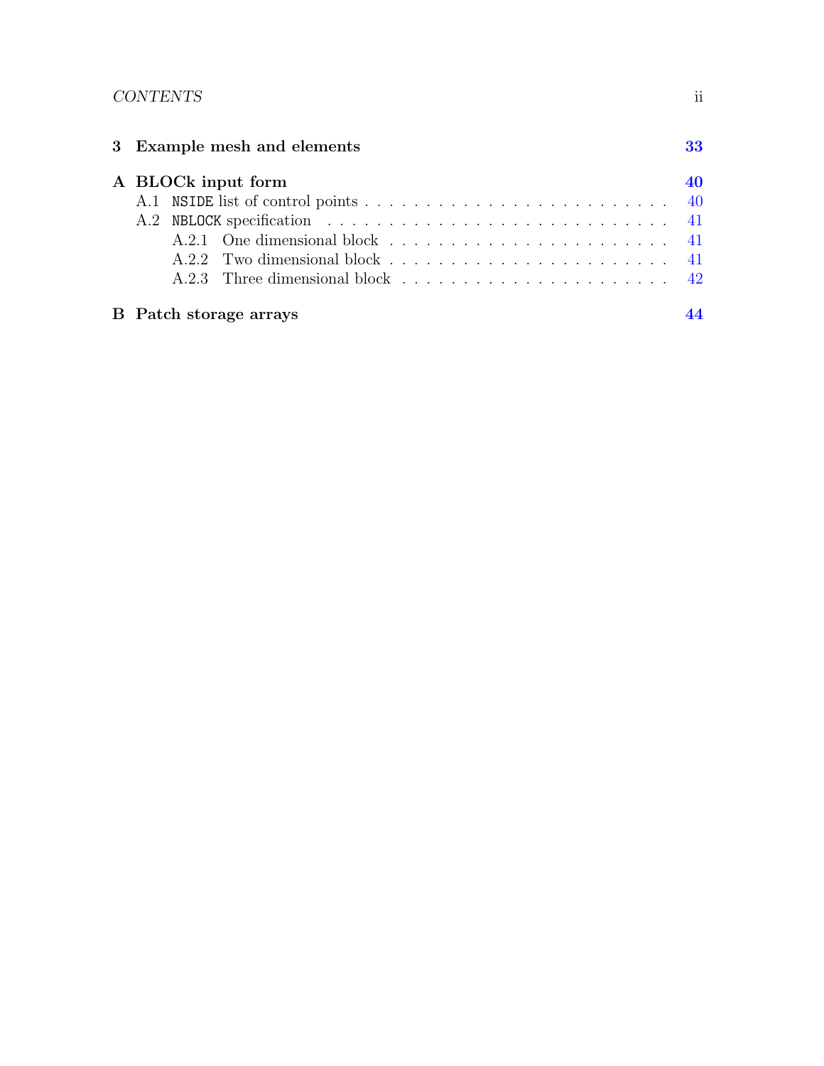3 **Example mesh and elements** 33

**A BLOCk input form** 40

- A.1 `NSIDE` list of control points . . . . . . . . . . . . . . . . . . . . . . . . . . 40
- A.2 `NBLOCK` specification . . . . . . . . . . . . . . . . . . . . . . . . . . . . . 41
  - A.2.1 One dimensional block . . . . . . . . . . . . . . . . . . . . . . . 41
  - A.2.2 Two dimensional block . . . . . . . . . . . . . . . . . . . . . . . 41
  - A.2.3 Three dimensional block . . . . . . . . . . . . . . . . . . . . . . 42

**B Patch storage arrays** 44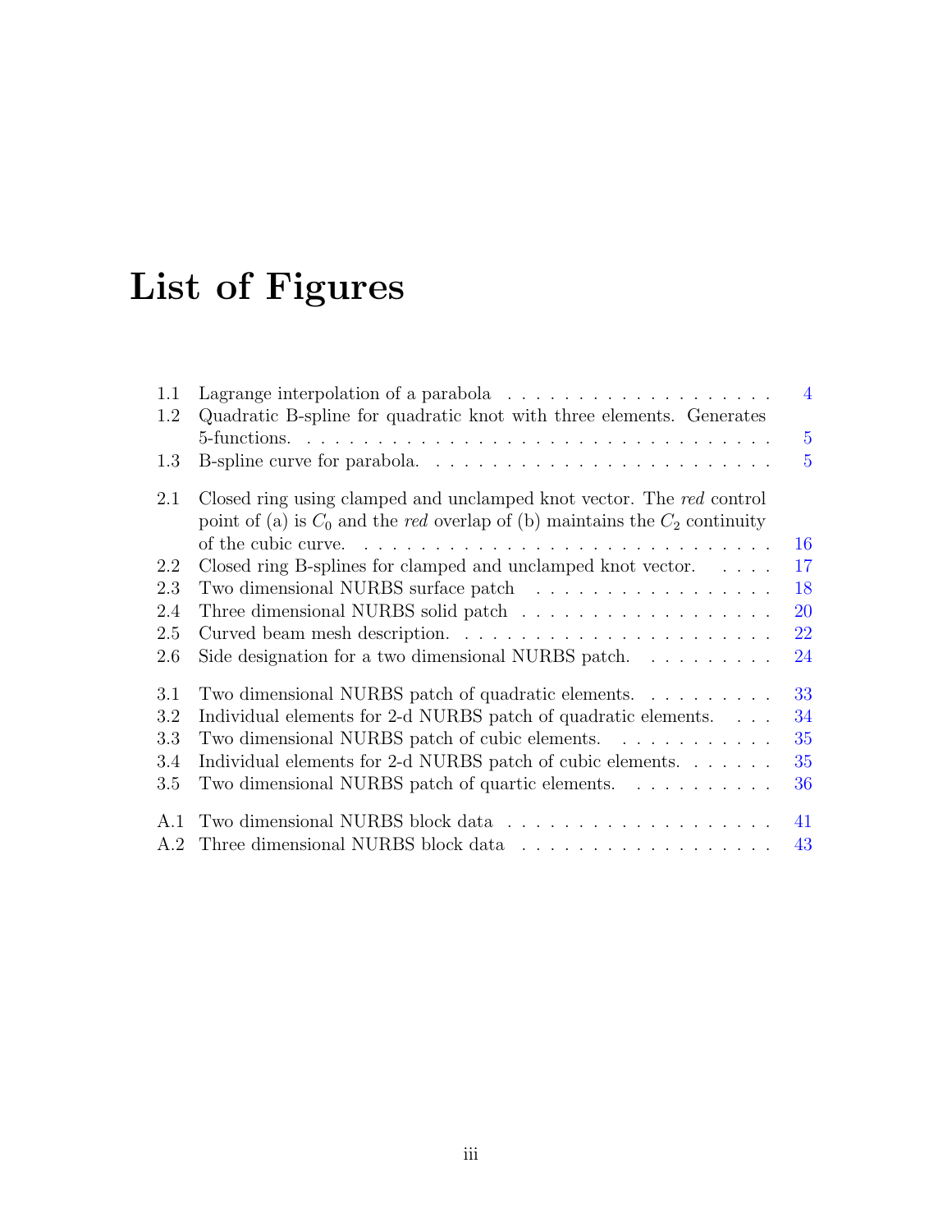# List of Figures

| | | |
|---|---|---|
| 1.1 | Lagrange interpolation of a parabola | 4 |
| 1.2 | Quadratic B-spline for quadratic knot with three elements. Generates 5-functions. | 5 |
| 1.3 | B-spline curve for parabola. | 5 |
| 2.1 | Closed ring using clamped and unclamped knot vector. The *red* control point of (a) is $C_0$ and the *red* overlap of (b) maintains the $C_2$ continuity of the cubic curve. | 16 |
| 2.2 | Closed ring B-splines for clamped and unclamped knot vector. | 17 |
| 2.3 | Two dimensional NURBS surface patch | 18 |
| 2.4 | Three dimensional NURBS solid patch | 20 |
| 2.5 | Curved beam mesh description. | 22 |
| 2.6 | Side designation for a two dimensional NURBS patch. | 24 |
| 3.1 | Two dimensional NURBS patch of quadratic elements. | 33 |
| 3.2 | Individual elements for 2-d NURBS patch of quadratic elements. | 34 |
| 3.3 | Two dimensional NURBS patch of cubic elements. | 35 |
| 3.4 | Individual elements for 2-d NURBS patch of cubic elements. | 35 |
| 3.5 | Two dimensional NURBS patch of quartic elements. | 36 |
| A.1 | Two dimensional NURBS block data | 41 |
| A.2 | Three dimensional NURBS block data | 43 |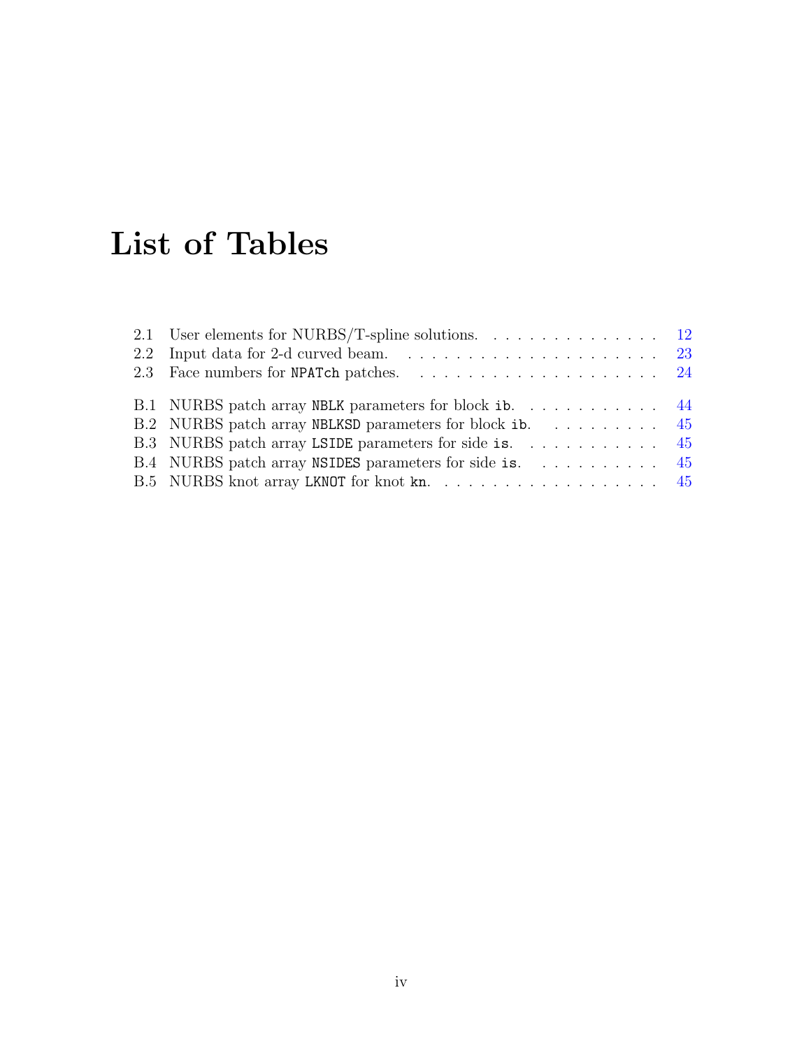# List of Tables

2.1 User elements for NURBS/T-spline solutions. . . . . . . . . . . . . . . 12
2.2 Input data for 2-d curved beam. . . . . . . . . . . . . . . . . . . . . . 23
2.3 Face numbers for NPATch patches. . . . . . . . . . . . . . . . . . . . . 24

B.1 NURBS patch array NBLK parameters for block ib. . . . . . . . . . . . 44
B.2 NURBS patch array NBLKSD parameters for block ib. . . . . . . . . . 45
B.3 NURBS patch array LSIDE parameters for side is. . . . . . . . . . . . 45
B.4 NURBS patch array NSIDES parameters for side is. . . . . . . . . . . 45
B.5 NURBS knot array LKNOT for knot kn. . . . . . . . . . . . . . . . . . . 45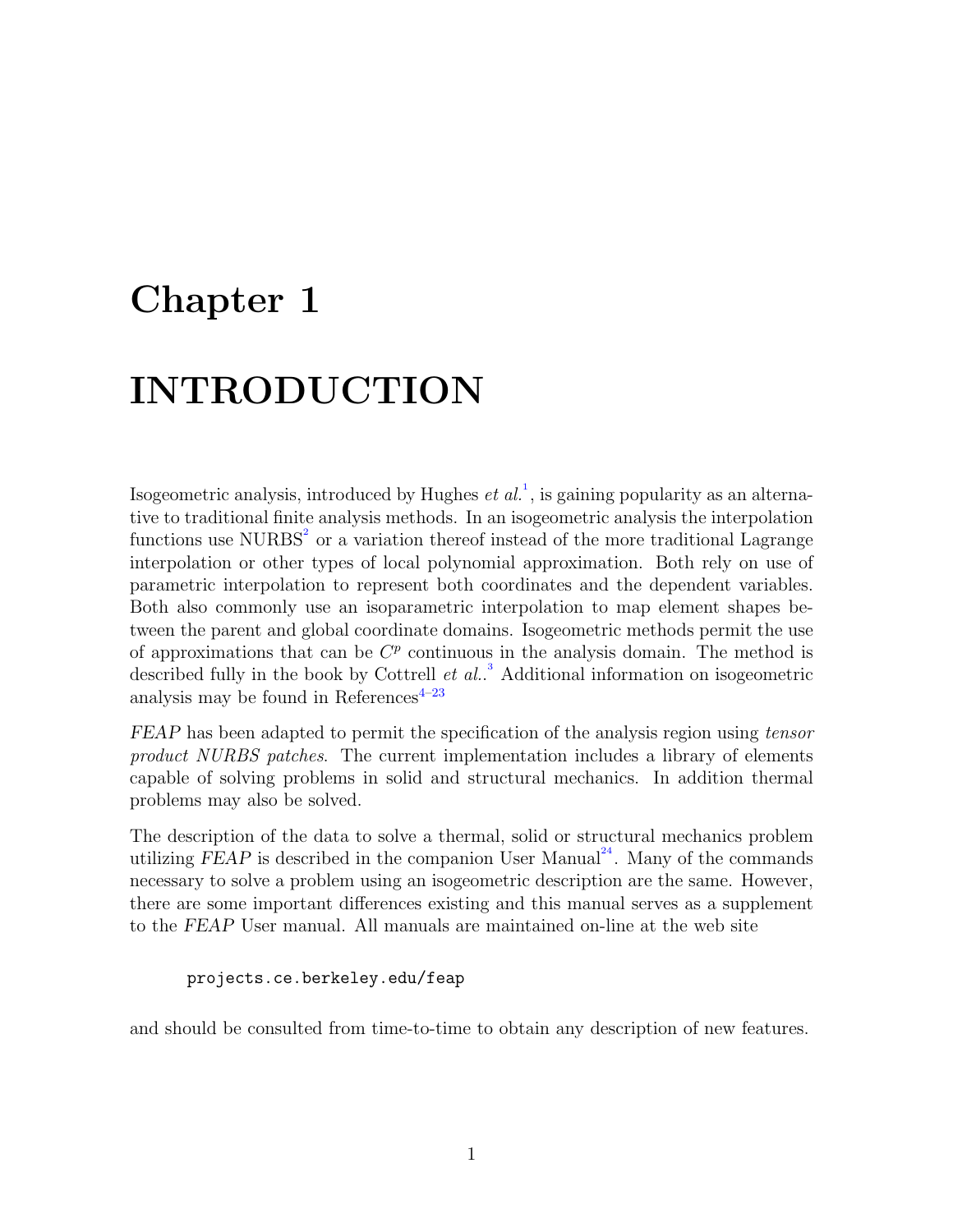# Chapter 1

# INTRODUCTION

Isogeometric analysis, introduced by Hughes *et al.*[1], is gaining popularity as an alternative to traditional finite analysis methods. In an isogeometric analysis the interpolation functions use NURBS[2] or a variation thereof instead of the more traditional Lagrange interpolation or other types of local polynomial approximation. Both rely on use of parametric interpolation to represent both coordinates and the dependent variables. Both also commonly use an isoparametric interpolation to map element shapes between the parent and global coordinate domains. Isogeometric methods permit the use of approximations that can be $C^p$ continuous in the analysis domain. The method is described fully in the book by Cottrell *et al.*.[3] Additional information on isogeometric analysis may be found in References[4–23]

*FEAP* has been adapted to permit the specification of the analysis region using *tensor product NURBS patches*. The current implementation includes a library of elements capable of solving problems in solid and structural mechanics. In addition thermal problems may also be solved.

The description of the data to solve a thermal, solid or structural mechanics problem utilizing *FEAP* is described in the companion User Manual[24]. Many of the commands necessary to solve a problem using an isogeometric description are the same. However, there are some important differences existing and this manual serves as a supplement to the *FEAP* User manual. All manuals are maintained on-line at the web site

```
projects.ce.berkeley.edu/feap
```

and should be consulted from time-to-time to obtain any description of new features.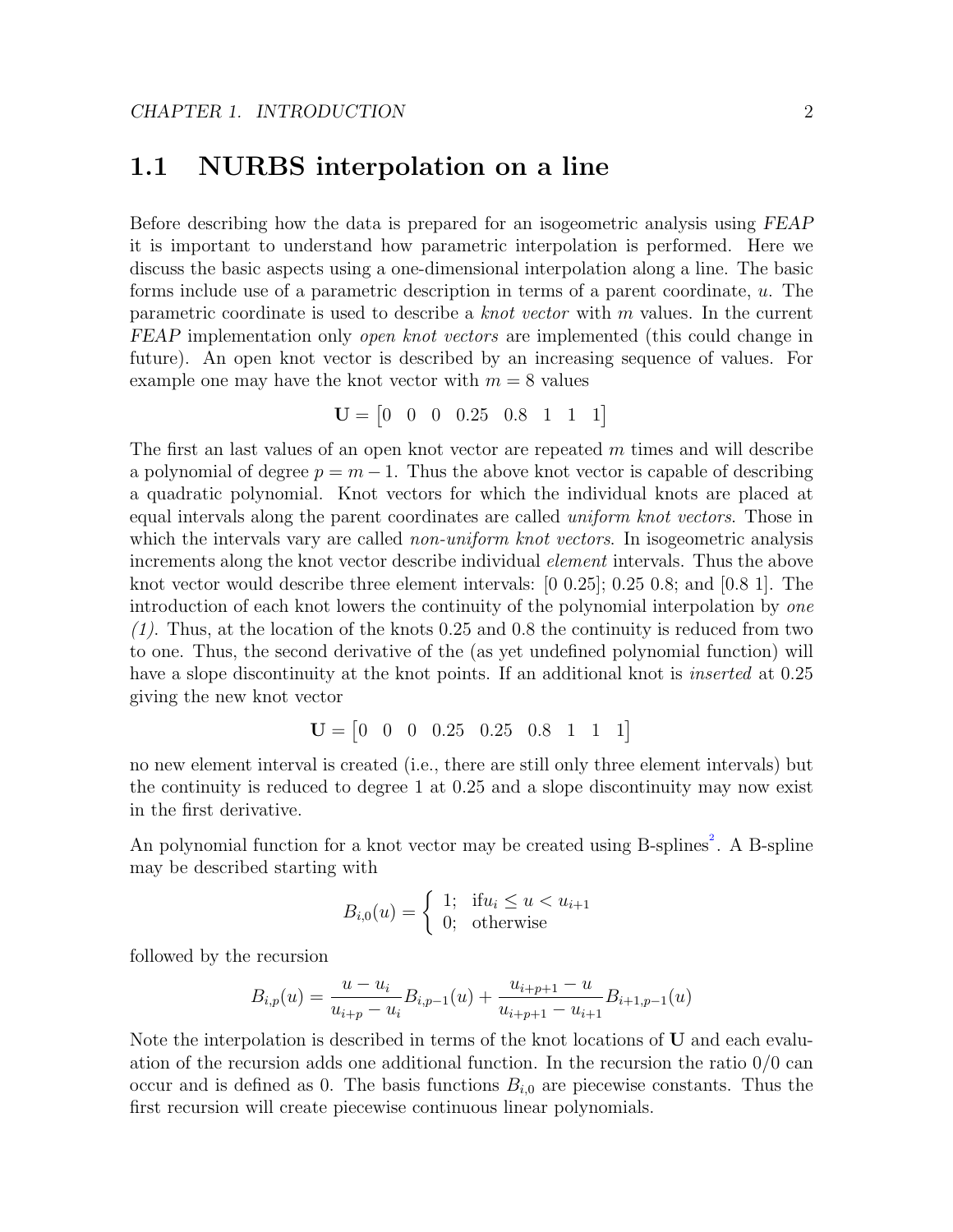## 1.1 NURBS interpolation on a line

Before describing how the data is prepared for an isogeometric analysis using *FEAP* it is important to understand how parametric interpolation is performed. Here we discuss the basic aspects using a one-dimensional interpolation along a line. The basic forms include use of a parametric description in terms of a parent coordinate, $u$. The parametric coordinate is used to describe a *knot vector* with $m$ values. In the current *FEAP* implementation only *open knot vectors* are implemented (this could change in future). An open knot vector is described by an increasing sequence of values. For example one may have the knot vector with $m = 8$ values

$$\mathbf{U} = \begin{bmatrix} 0 & 0 & 0 & 0.25 & 0.8 & 1 & 1 & 1 \end{bmatrix}$$

The first an last values of an open knot vector are repeated $m$ times and will describe a polynomial of degree $p = m - 1$. Thus the above knot vector is capable of describing a quadratic polynomial. Knot vectors for which the individual knots are placed at equal intervals along the parent coordinates are called *uniform knot vectors*. Those in which the intervals vary are called *non-uniform knot vectors*. In isogeometric analysis increments along the knot vector describe individual *element* intervals. Thus the above knot vector would describe three element intervals: [0 0.25]; 0.25 0.8; and [0.8 1]. The introduction of each knot lowers the continuity of the polynomial interpolation by *one (1)*. Thus, at the location of the knots 0.25 and 0.8 the continuity is reduced from two to one. Thus, the second derivative of the (as yet undefined polynomial function) will have a slope discontinuity at the knot points. If an additional knot is *inserted* at 0.25 giving the new knot vector

$$\mathbf{U} = \begin{bmatrix} 0 & 0 & 0 & 0.25 & 0.25 & 0.8 & 1 & 1 & 1 \end{bmatrix}$$

no new element interval is created (i.e., there are still only three element intervals) but the continuity is reduced to degree 1 at 0.25 and a slope discontinuity may now exist in the first derivative.

An polynomial function for a knot vector may be created using B-splines[2]. A B-spline may be described starting with

$$B_{i,0}(u) = \begin{cases} 1; & \text{if} u_i \leq u < u_{i+1} \\ 0; & \text{otherwise} \end{cases}$$

followed by the recursion

$$B_{i,p}(u) = \frac{u - u_i}{u_{i+p} - u_i} B_{i,p-1}(u) + \frac{u_{i+p+1} - u}{u_{i+p+1} - u_{i+1}} B_{i+1,p-1}(u)$$

Note the interpolation is described in terms of the knot locations of $\mathbf{U}$ and each evaluation of the recursion adds one additional function. In the recursion the ratio 0/0 can occur and is defined as 0. The basis functions $B_{i,0}$ are piecewise constants. Thus the first recursion will create piecewise continuous linear polynomials.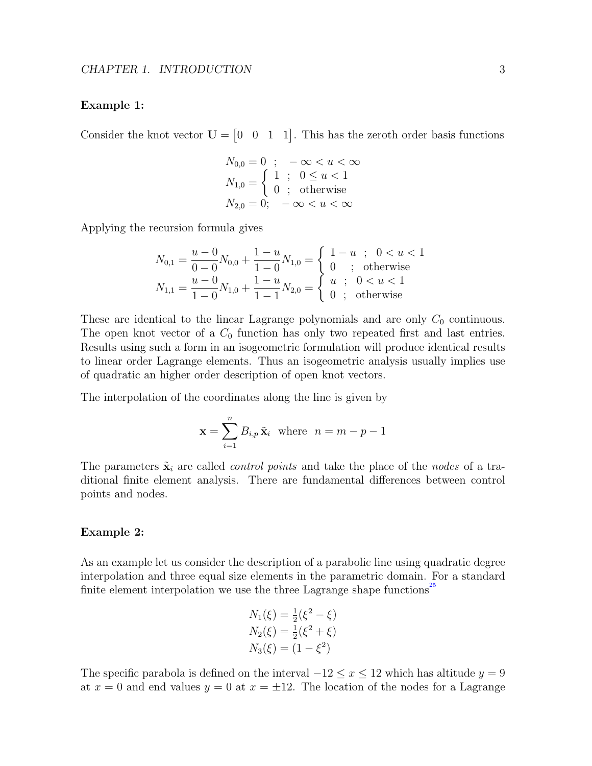**Example 1:**

Consider the knot vector $\mathbf{U} = \begin{bmatrix} 0 & 0 & 1 & 1 \end{bmatrix}$. This has the zeroth order basis functions

$$
\begin{aligned}
N_{0,0} &= 0 \;\; ; \quad -\infty < u < \infty \\
N_{1,0} &= \begin{cases} 1 \;\; ; & 0 \le u < 1 \\ 0 \;\; ; & \text{otherwise} \end{cases} \\
N_{2,0} &= 0; \quad -\infty < u < \infty
\end{aligned}
$$

Applying the recursion formula gives

$$
\begin{aligned}
N_{0,1} &= \frac{u-0}{0-0} N_{0,0} + \frac{1-u}{1-0} N_{1,0} = \begin{cases} 1-u \;\; ; & 0 < u < 1 \\ 0 \quad ; & \text{otherwise} \end{cases} \\
N_{1,1} &= \frac{u-0}{1-0} N_{1,0} + \frac{1-u}{1-1} N_{2,0} = \begin{cases} u \;\; ; & 0 < u < 1 \\ 0 \;\; ; & \text{otherwise} \end{cases}
\end{aligned}
$$

These are identical to the linear Lagrange polynomials and are only $C_0$ continuous. The open knot vector of a $C_0$ function has only two repeated first and last entries. Results using such a form in an isogeometric formulation will produce identical results to linear order Lagrange elements. Thus an isogeometric analysis usually implies use of quadratic an higher order description of open knot vectors.

The interpolation of the coordinates along the line is given by

$$
\mathbf{x} = \sum_{i=1}^{n} B_{i,p} \, \tilde{\mathbf{x}}_i \;\; \text{where} \;\; n = m - p - 1
$$

The parameters $\tilde{\mathbf{x}}_i$ are called *control points* and take the place of the *nodes* of a traditional finite element analysis. There are fundamental differences between control points and nodes.

**Example 2:**

As an example let us consider the description of a parabolic line using quadratic degree interpolation and three equal size elements in the parametric domain. For a standard finite element interpolation we use the three Lagrange shape functions[25]

$$
\begin{aligned}
N_1(\xi) &= \tfrac{1}{2}(\xi^2 - \xi) \\
N_2(\xi) &= \tfrac{1}{2}(\xi^2 + \xi) \\
N_3(\xi) &= (1 - \xi^2)
\end{aligned}
$$

The specific parabola is defined on the interval $-12 \le x \le 12$ which has altitude $y = 9$ at $x = 0$ and end values $y = 0$ at $x = \pm 12$. The location of the nodes for a Lagrange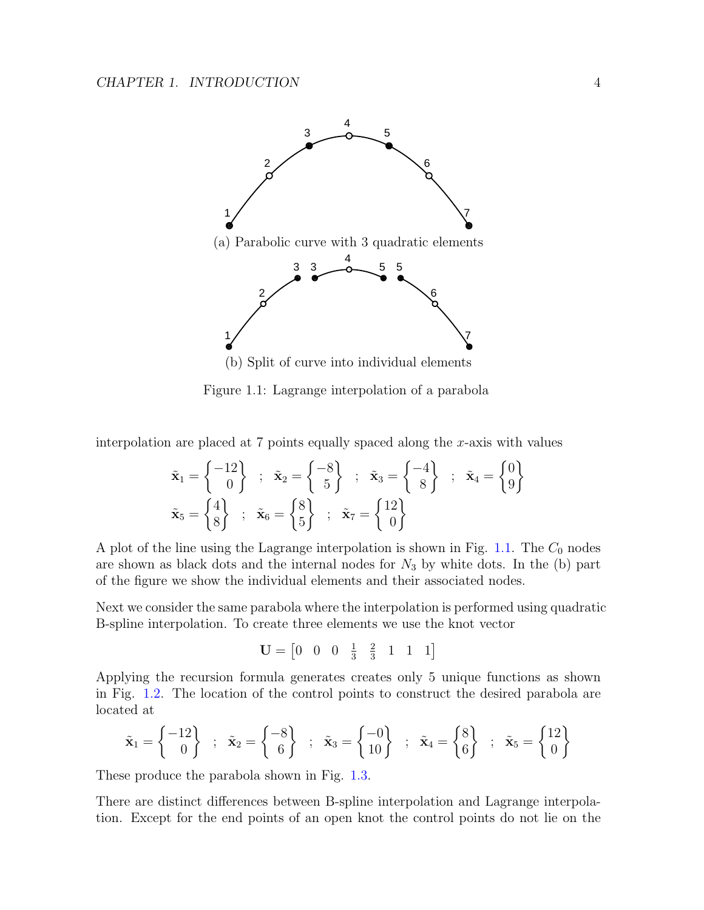(a) Parabolic curve with 3 quadratic elements

(b) Split of curve into individual elements

Figure 1.1: Lagrange interpolation of a parabola

interpolation are placed at 7 points equally spaced along the $x$-axis with values

$$\tilde{\mathbf{x}}_1 = \begin{Bmatrix} -12 \\ 0 \end{Bmatrix} \;\; ; \;\; \tilde{\mathbf{x}}_2 = \begin{Bmatrix} -8 \\ 5 \end{Bmatrix} \;\; ; \;\; \tilde{\mathbf{x}}_3 = \begin{Bmatrix} -4 \\ 8 \end{Bmatrix} \;\; ; \;\; \tilde{\mathbf{x}}_4 = \begin{Bmatrix} 0 \\ 9 \end{Bmatrix}$$

$$\tilde{\mathbf{x}}_5 = \begin{Bmatrix} 4 \\ 8 \end{Bmatrix} \;\; ; \;\; \tilde{\mathbf{x}}_6 = \begin{Bmatrix} 8 \\ 5 \end{Bmatrix} \;\; ; \;\; \tilde{\mathbf{x}}_7 = \begin{Bmatrix} 12 \\ 0 \end{Bmatrix}$$

A plot of the line using the Lagrange interpolation is shown in Fig. 1.1. The $C_0$ nodes are shown as black dots and the internal nodes for $N_3$ by white dots. In the (b) part of the figure we show the individual elements and their associated nodes.

Next we consider the same parabola where the interpolation is performed using quadratic B-spline interpolation. To create three elements we use the knot vector

$$\mathbf{U} = \begin{bmatrix} 0 & 0 & 0 & \frac{1}{3} & \frac{2}{3} & 1 & 1 & 1 \end{bmatrix}$$

Applying the recursion formula generates creates only 5 unique functions as shown in Fig. 1.2. The location of the control points to construct the desired parabola are located at

$$\tilde{\mathbf{x}}_1 = \begin{Bmatrix} -12 \\ 0 \end{Bmatrix} \;\; ; \;\; \tilde{\mathbf{x}}_2 = \begin{Bmatrix} -8 \\ 6 \end{Bmatrix} \;\; ; \;\; \tilde{\mathbf{x}}_3 = \begin{Bmatrix} -0 \\ 10 \end{Bmatrix} \;\; ; \;\; \tilde{\mathbf{x}}_4 = \begin{Bmatrix} 8 \\ 6 \end{Bmatrix} \;\; ; \;\; \tilde{\mathbf{x}}_5 = \begin{Bmatrix} 12 \\ 0 \end{Bmatrix}$$

These produce the parabola shown in Fig. 1.3.

There are distinct differences between B-spline interpolation and Lagrange interpolation. Except for the end points of an open knot the control points do not lie on the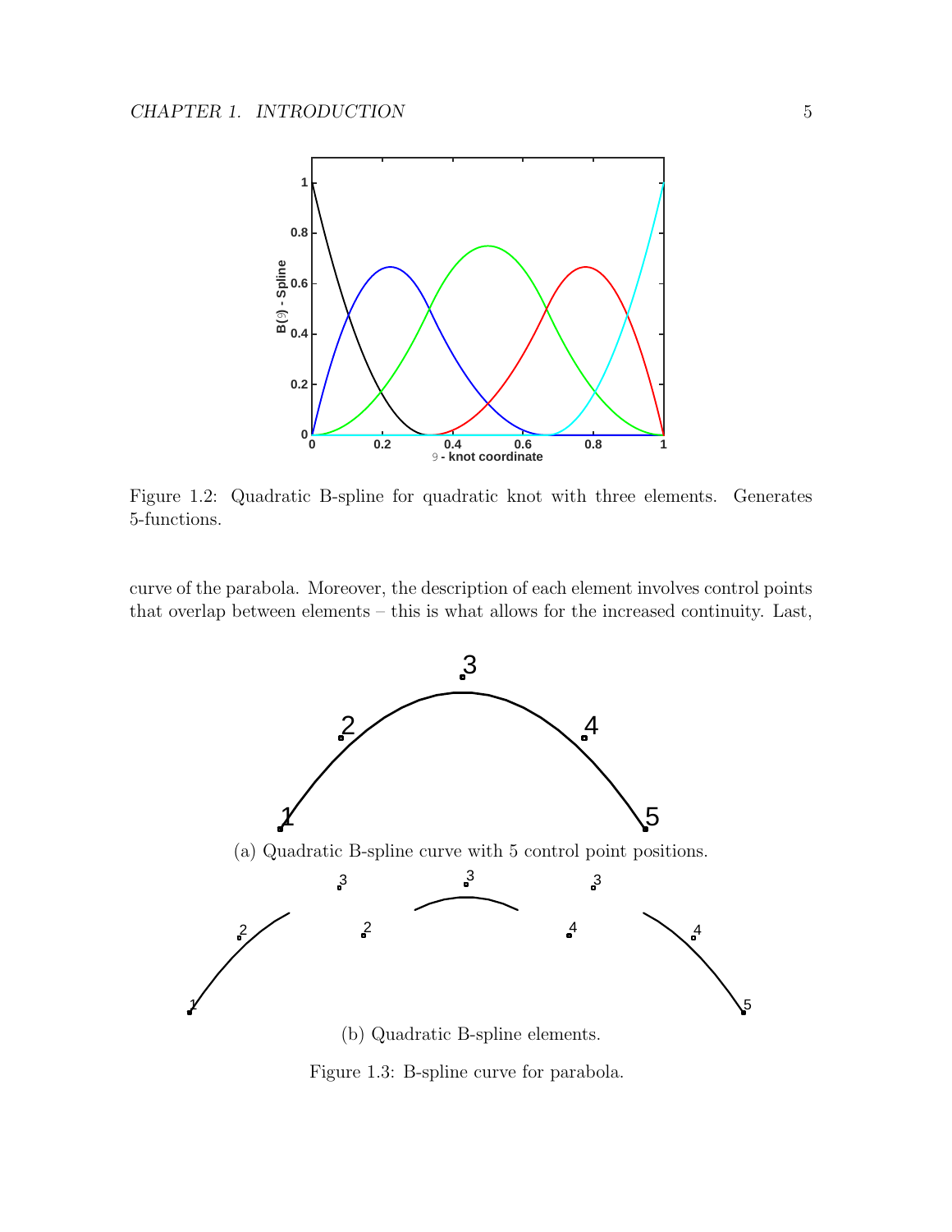Figure 1.2: Quadratic B-spline for quadratic knot with three elements. Generates 5-functions.

curve of the parabola. Moreover, the description of each element involves control points that overlap between elements – this is what allows for the increased continuity. Last,

(a) Quadratic B-spline curve with 5 control point positions.

(b) Quadratic B-spline elements.

Figure 1.3: B-spline curve for parabola.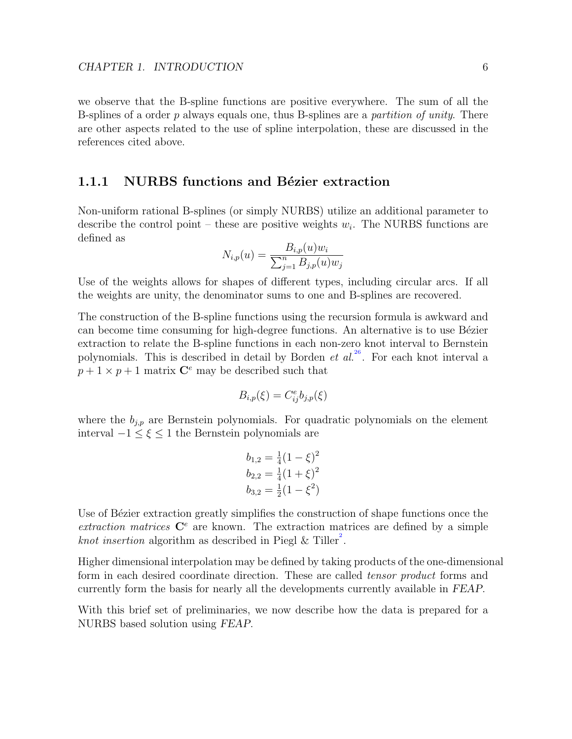we observe that the B-spline functions are positive everywhere. The sum of all the B-splines of a order $p$ always equals one, thus B-splines are a *partition of unity*. There are other aspects related to the use of spline interpolation, these are discussed in the references cited above.

### 1.1.1 NURBS functions and Bézier extraction

Non-uniform rational B-splines (or simply NURBS) utilize an additional parameter to describe the control point – these are positive weights $w_i$. The NURBS functions are defined as

$$N_{i,p}(u) = \frac{B_{i,p}(u)w_i}{\sum_{j=1}^{n} B_{j,p}(u)w_j}$$

Use of the weights allows for shapes of different types, including circular arcs. If all the weights are unity, the denominator sums to one and B-splines are recovered.

The construction of the B-spline functions using the recursion formula is awkward and can become time consuming for high-degree functions. An alternative is to use Bézier extraction to relate the B-spline functions in each non-zero knot interval to Bernstein polynomials. This is described in detail by Borden *et al.*[26]. For each knot interval a $p+1 \times p+1$ matrix $\mathbf{C}^e$ may be described such that

$$B_{i,p}(\xi) = C^e_{ij} b_{j,p}(\xi)$$

where the $b_{j,p}$ are Bernstein polynomials. For quadratic polynomials on the element interval $-1 \leq \xi \leq 1$ the Bernstein polynomials are

$$\begin{aligned} b_{1,2} &= \tfrac{1}{4}(1-\xi)^2 \\ b_{2,2} &= \tfrac{1}{4}(1+\xi)^2 \\ b_{3,2} &= \tfrac{1}{2}(1-\xi^2) \end{aligned}$$

Use of Bézier extraction greatly simplifies the construction of shape functions once the *extraction matrices* $\mathbf{C}^e$ are known. The extraction matrices are defined by a simple *knot insertion* algorithm as described in Piegl & Tiller[2].

Higher dimensional interpolation may be defined by taking products of the one-dimensional form in each desired coordinate direction. These are called *tensor product* forms and currently form the basis for nearly all the developments currently available in *FEAP*.

With this brief set of preliminaries, we now describe how the data is prepared for a NURBS based solution using *FEAP*.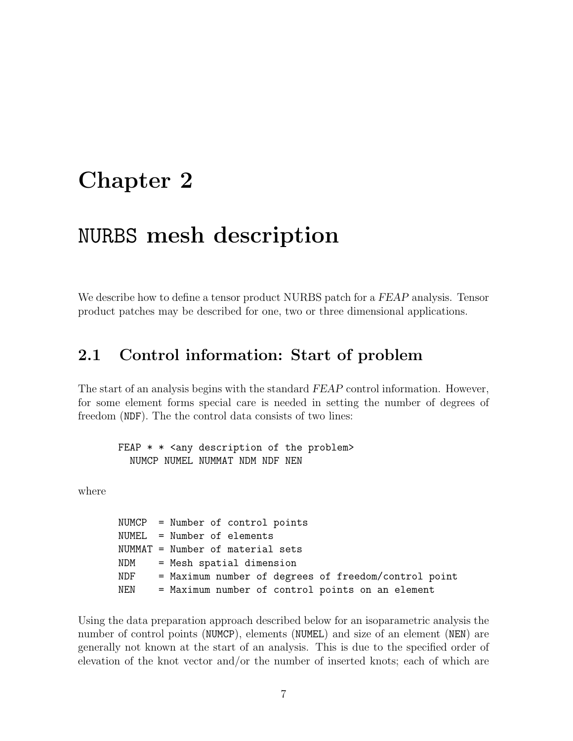# Chapter 2

# NURBS mesh description

We describe how to define a tensor product NURBS patch for a *FEAP* analysis. Tensor product patches may be described for one, two or three dimensional applications.

## 2.1 Control information: Start of problem

The start of an analysis begins with the standard *FEAP* control information. However, for some element forms special care is needed in setting the number of degrees of freedom (NDF). The the control data consists of two lines:

```
FEAP * * <any description of the problem>
  NUMCP NUMEL NUMMAT NDM NDF NEN
```

where

```
NUMCP  = Number of control points
NUMEL  = Number of elements
NUMMAT = Number of material sets
NDM    = Mesh spatial dimension
NDF    = Maximum number of degrees of freedom/control point
NEN    = Maximum number of control points on an element
```

Using the data preparation approach described below for an isoparametric analysis the number of control points (NUMCP), elements (NUMEL) and size of an element (NEN) are generally not known at the start of an analysis. This is due to the specified order of elevation of the knot vector and/or the number of inserted knots; each of which are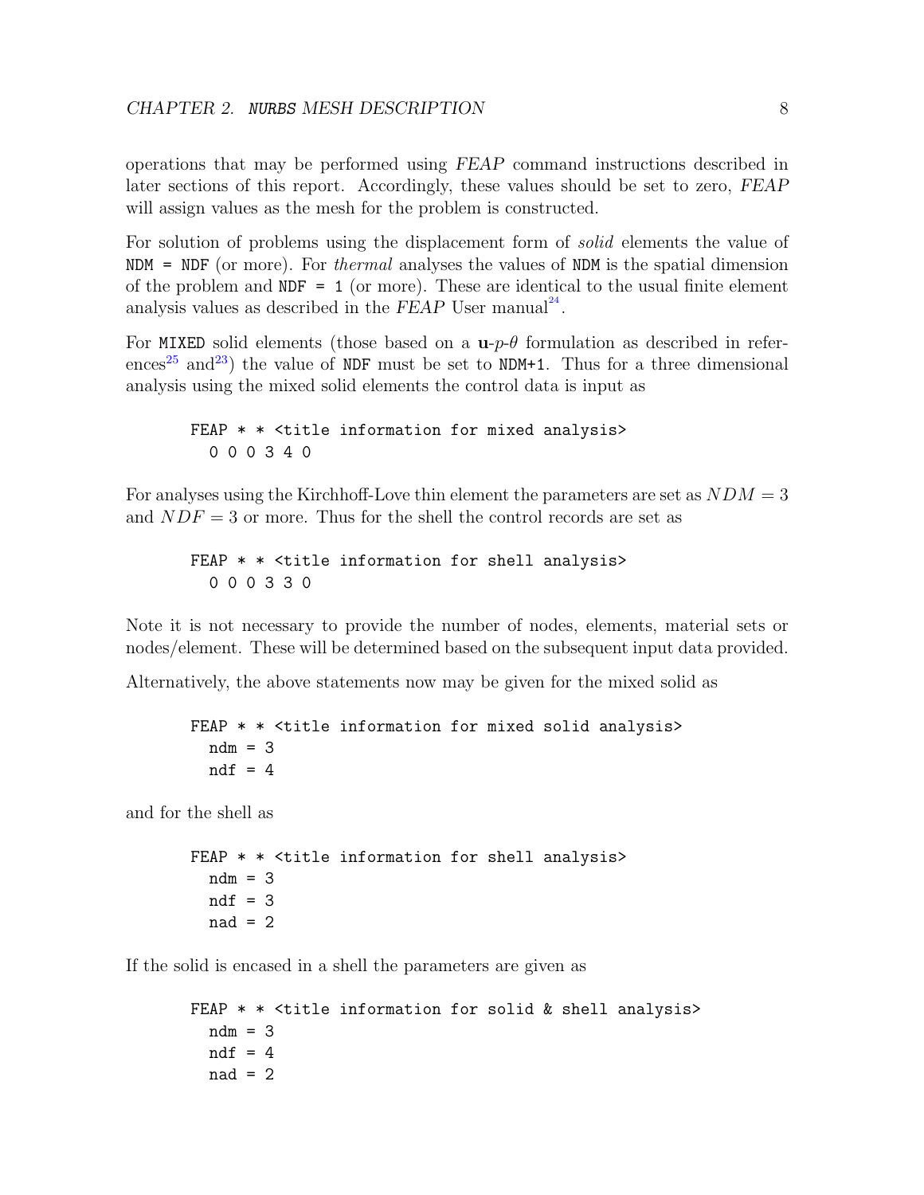operations that may be performed using *FEAP* command instructions described in later sections of this report. Accordingly, these values should be set to zero, *FEAP* will assign values as the mesh for the problem is constructed.

For solution of problems using the displacement form of *solid* elements the value of `NDM = NDF` (or more). For *thermal* analyses the values of `NDM` is the spatial dimension of the problem and `NDF = 1` (or more). These are identical to the usual finite element analysis values as described in the *FEAP* User manual[24].

For `MIXED` solid elements (those based on a $\mathbf{u}$-$p$-$\theta$ formulation as described in references[25] and[23]) the value of `NDF` must be set to `NDM+1`. Thus for a three dimensional analysis using the mixed solid elements the control data is input as

```
FEAP * * <title information for mixed analysis>
  0 0 0 3 4 0
```

For analyses using the Kirchhoff-Love thin element the parameters are set as $NDM = 3$ and $NDF = 3$ or more. Thus for the shell the control records are set as

```
FEAP * * <title information for shell analysis>
  0 0 0 3 3 0
```

Note it is not necessary to provide the number of nodes, elements, material sets or nodes/element. These will be determined based on the subsequent input data provided.

Alternatively, the above statements now may be given for the mixed solid as

```
FEAP * * <title information for mixed solid analysis>
  ndm = 3
  ndf = 4
```

and for the shell as

```
FEAP * * <title information for shell analysis>
  ndm = 3
  ndf = 3
  nad = 2
```

If the solid is encased in a shell the parameters are given as

```
FEAP * * <title information for solid & shell analysis>
  ndm = 3
  ndf = 4
  nad = 2
```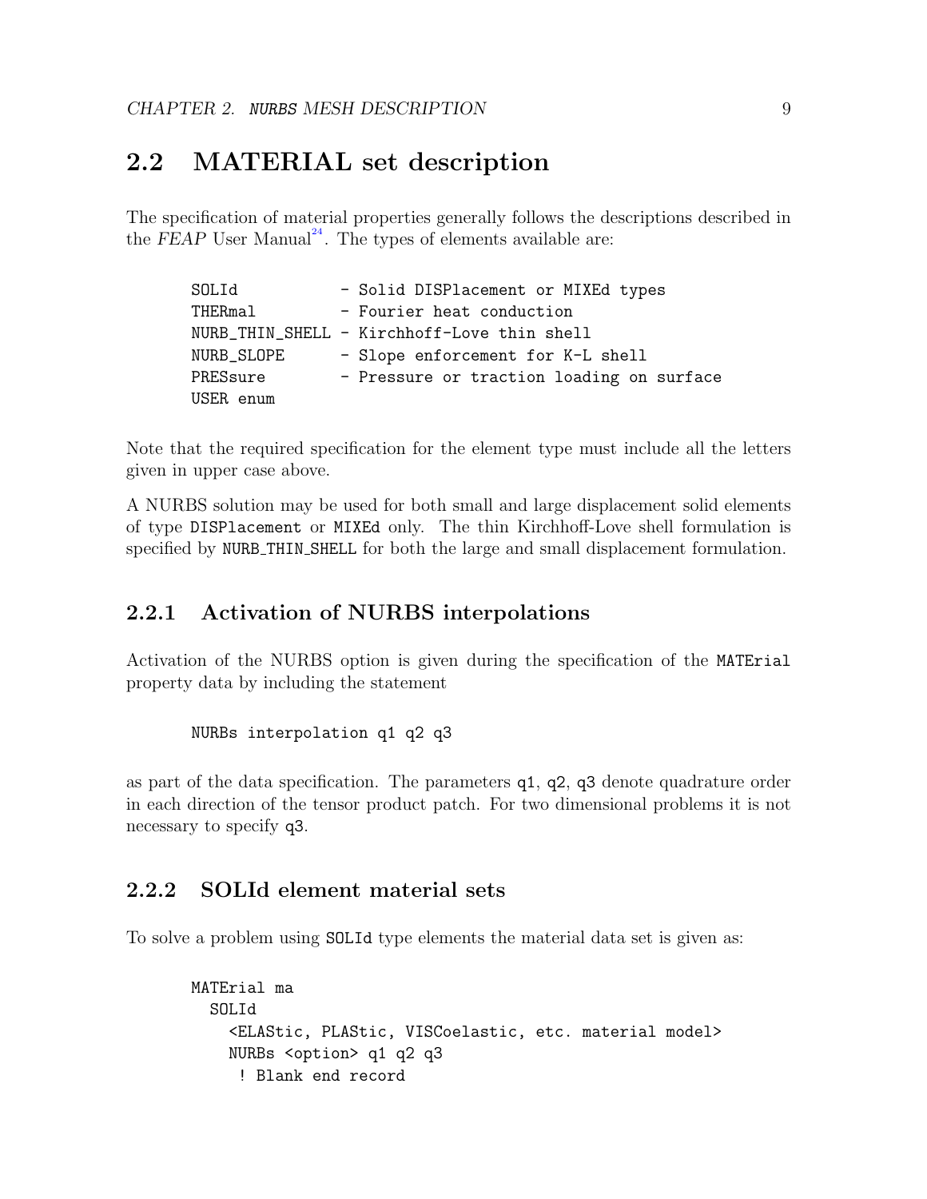## 2.2 MATERIAL set description

The specification of material properties generally follows the descriptions described in the *FEAP* User Manual[24]. The types of elements available are:

```
SOLId           - Solid DISPlacement or MIXEd types
THERmal         - Fourier heat conduction
NURB_THIN_SHELL - Kirchhoff-Love thin shell
NURB_SLOPE      - Slope enforcement for K-L shell
PRESsure        - Pressure or traction loading on surface
USER enum
```

Note that the required specification for the element type must include all the letters given in upper case above.

A NURBS solution may be used for both small and large displacement solid elements of type `DISPlacement` or `MIXEd` only. The thin Kirchhoff-Love shell formulation is specified by `NURB_THIN_SHELL` for both the large and small displacement formulation.

### 2.2.1 Activation of NURBS interpolations

Activation of the NURBS option is given during the specification of the `MATErial` property data by including the statement

```
NURBs interpolation q1 q2 q3
```

as part of the data specification. The parameters `q1`, `q2`, `q3` denote quadrature order in each direction of the tensor product patch. For two dimensional problems it is not necessary to specify `q3`.

### 2.2.2 SOLId element material sets

To solve a problem using `SOLId` type elements the material data set is given as:

```
MATErial ma
  SOLId
    <ELAStic, PLAStic, VISCoelastic, etc. material model>
    NURBs <option> q1 q2 q3
     ! Blank end record
```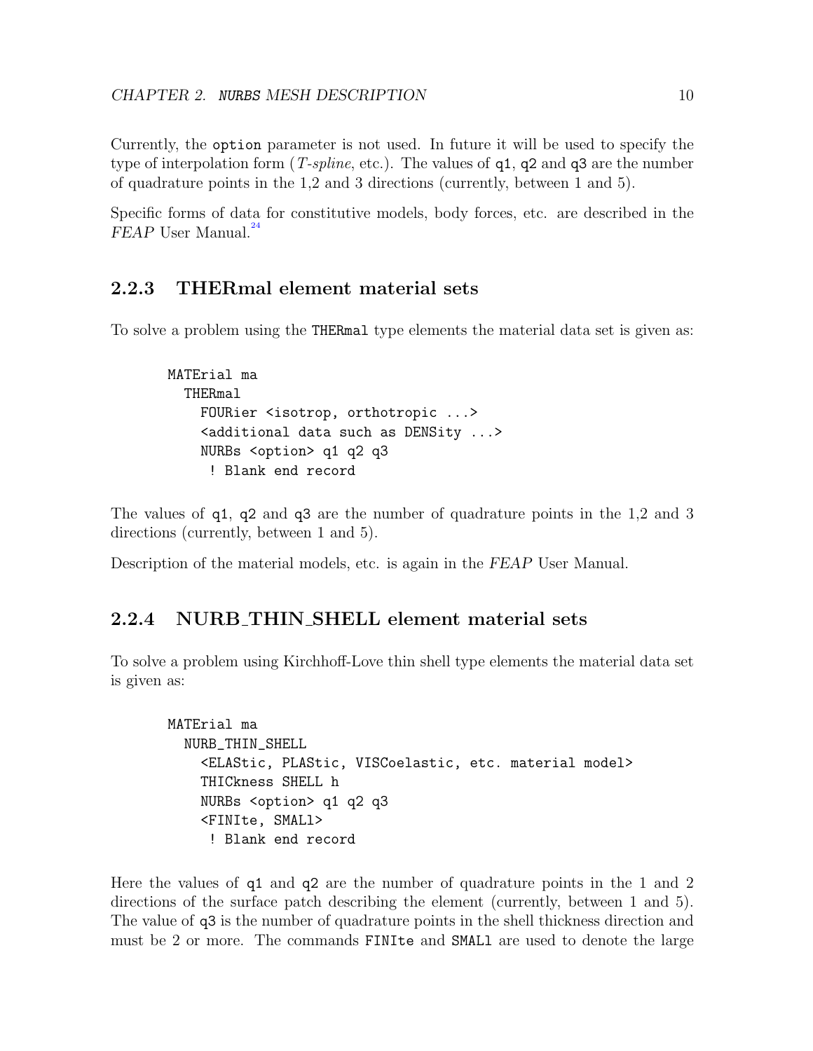Currently, the `option` parameter is not used. In future it will be used to specify the type of interpolation form (*T-spline*, etc.). The values of `q1`, `q2` and `q3` are the number of quadrature points in the 1,2 and 3 directions (currently, between 1 and 5).

Specific forms of data for constitutive models, body forces, etc. are described in the *FEAP* User Manual.[24]

### 2.2.3 THERmal element material sets

To solve a problem using the `THERmal` type elements the material data set is given as:

```
MATErial ma
  THERmal
    FOURier <isotrop, orthotropic ...>
    <additional data such as DENSity ...>
    NURBs <option> q1 q2 q3
     ! Blank end record
```

The values of `q1`, `q2` and `q3` are the number of quadrature points in the 1,2 and 3 directions (currently, between 1 and 5).

Description of the material models, etc. is again in the *FEAP* User Manual.

### 2.2.4 NURB_THIN_SHELL element material sets

To solve a problem using Kirchhoff-Love thin shell type elements the material data set is given as:

```
MATErial ma
  NURB_THIN_SHELL
    <ELAStic, PLAStic, VISCoelastic, etc. material model>
    THICkness SHELL h
    NURBs <option> q1 q2 q3
    <FINIte, SMALl>
     ! Blank end record
```

Here the values of `q1` and `q2` are the number of quadrature points in the 1 and 2 directions of the surface patch describing the element (currently, between 1 and 5). The value of `q3` is the number of quadrature points in the shell thickness direction and must be 2 or more. The commands `FINIte` and `SMALl` are used to denote the large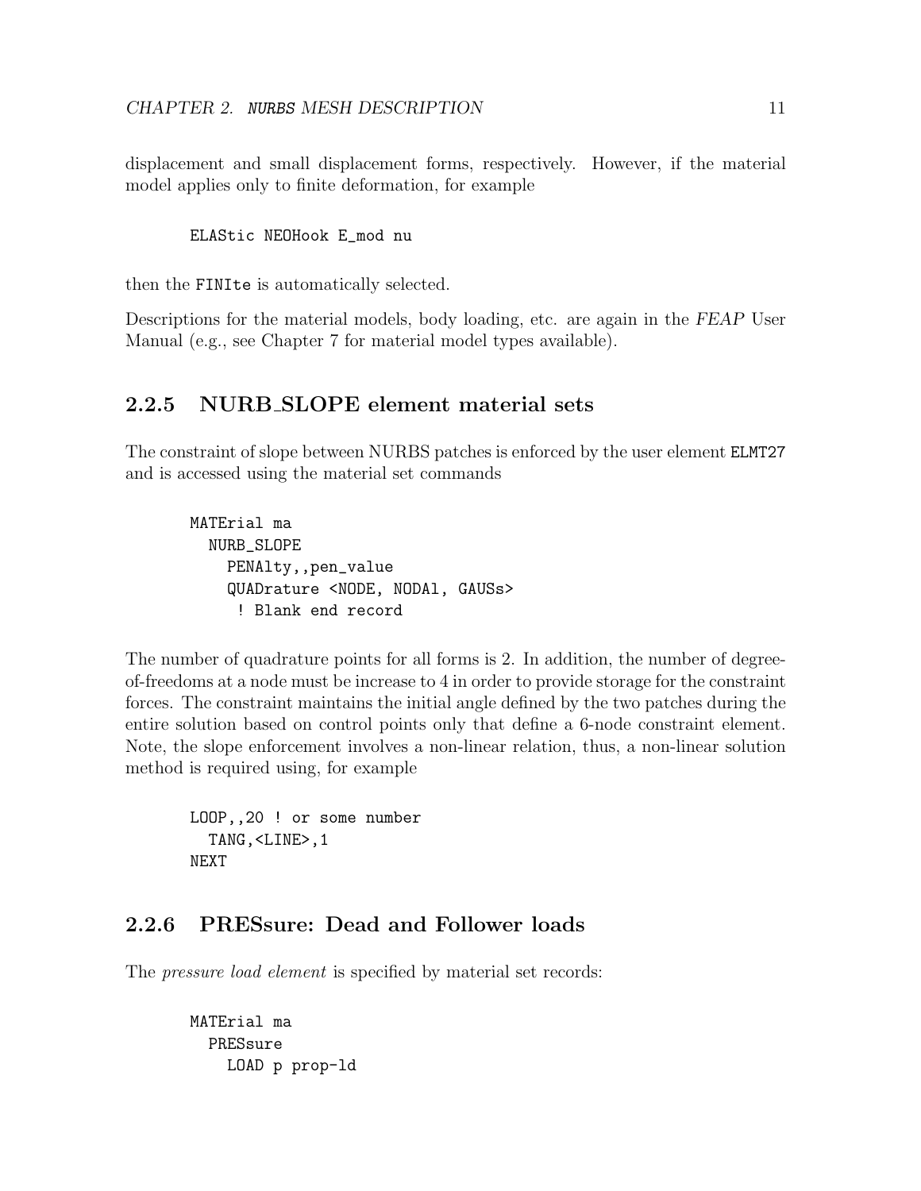displacement and small displacement forms, respectively. However, if the material model applies only to finite deformation, for example

```
ELAStic NEOHook E_mod nu
```

then the `FINIte` is automatically selected.

Descriptions for the material models, body loading, etc. are again in the *FEAP* User Manual (e.g., see Chapter 7 for material model types available).

### 2.2.5 NURB_SLOPE element material sets

The constraint of slope between NURBS patches is enforced by the user element `ELMT27` and is accessed using the material set commands

```
MATErial ma
  NURB_SLOPE
    PENAlty,,pen_value
    QUADrature <NODE, NODAl, GAUSs>
     ! Blank end record
```

The number of quadrature points for all forms is 2. In addition, the number of degree-of-freedoms at a node must be increase to 4 in order to provide storage for the constraint forces. The constraint maintains the initial angle defined by the two patches during the entire solution based on control points only that define a 6-node constraint element. Note, the slope enforcement involves a non-linear relation, thus, a non-linear solution method is required using, for example

```
LOOP,,20 ! or some number
  TANG,<LINE>,1
NEXT
```

### 2.2.6 PRESsure: Dead and Follower loads

The *pressure load element* is specified by material set records:

```
MATErial ma
  PRESsure
    LOAD p prop-ld
```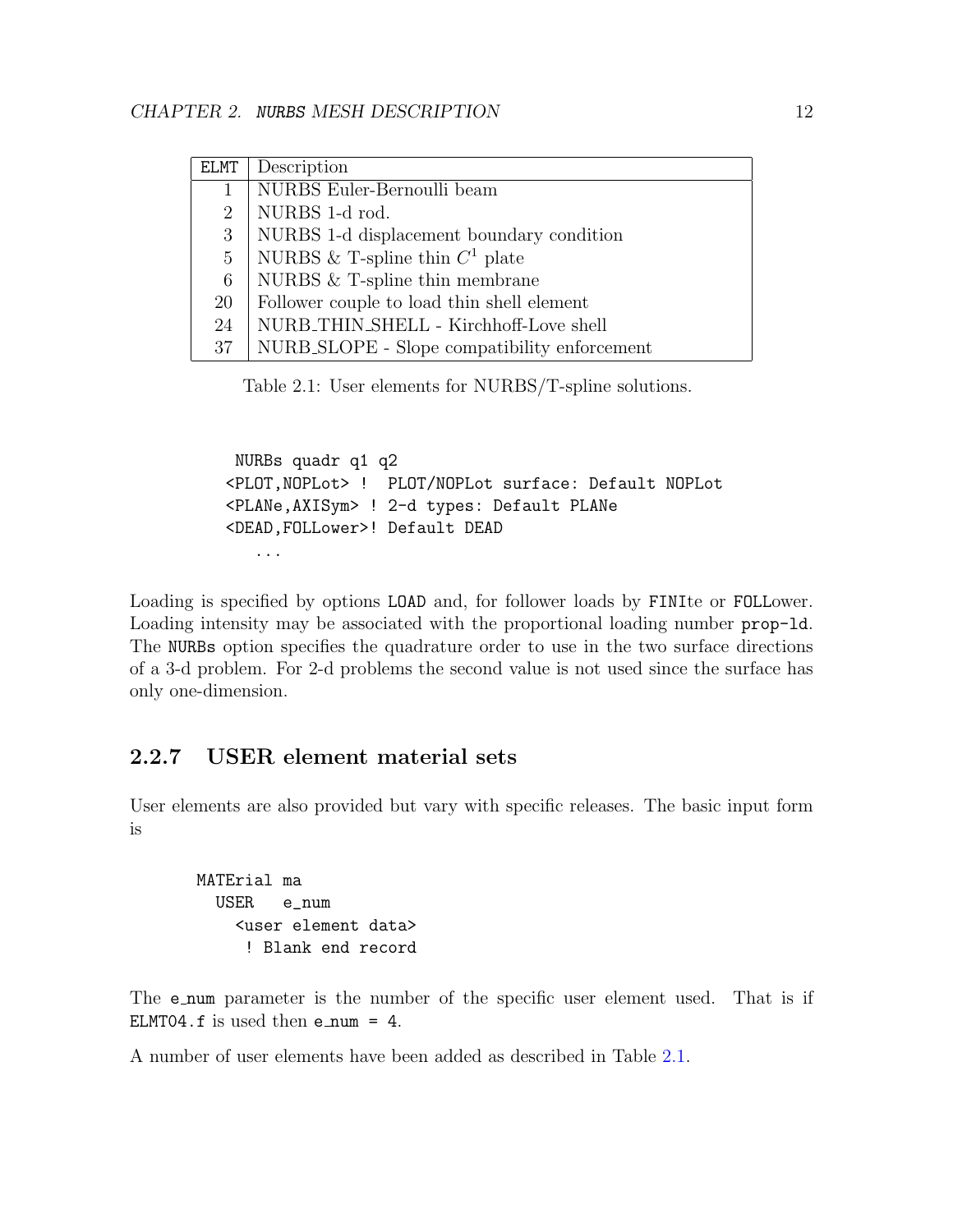| ELMT | Description |
|---|---|
| 1 | NURBS Euler-Bernoulli beam |
| 2 | NURBS 1-d rod. |
| 3 | NURBS 1-d displacement boundary condition |
| 5 | NURBS & T-spline thin $C^1$ plate |
| 6 | NURBS & T-spline thin membrane |
| 20 | Follower couple to load thin shell element |
| 24 | NURB_THIN_SHELL - Kirchhoff-Love shell |
| 37 | NURB_SLOPE - Slope compatibility enforcement |

Table 2.1: User elements for NURBS/T-spline solutions.

```
 NURBs quadr q1 q2
<PLOT,NOPLot> !  PLOT/NOPLot surface: Default NOPLot
<PLANe,AXISym> ! 2-d types: Default PLANe
<DEAD,FOLLower>! Default DEAD
   ...
```

Loading is specified by options `LOAD` and, for follower loads by `FINIte` or `FOLLower`. Loading intensity may be associated with the proportional loading number `prop-ld`. The `NURBs` option specifies the quadrature order to use in the two surface directions of a 3-d problem. For 2-d problems the second value is not used since the surface has only one-dimension.

### 2.2.7 USER element material sets

User elements are also provided but vary with specific releases. The basic input form is

```
MATErial ma
  USER   e_num
    <user element data>
     ! Blank end record
```

The `e_num` parameter is the number of the specific user element used. That is if `ELMT04.f` is used then `e_num = 4`.

A number of user elements have been added as described in Table 2.1.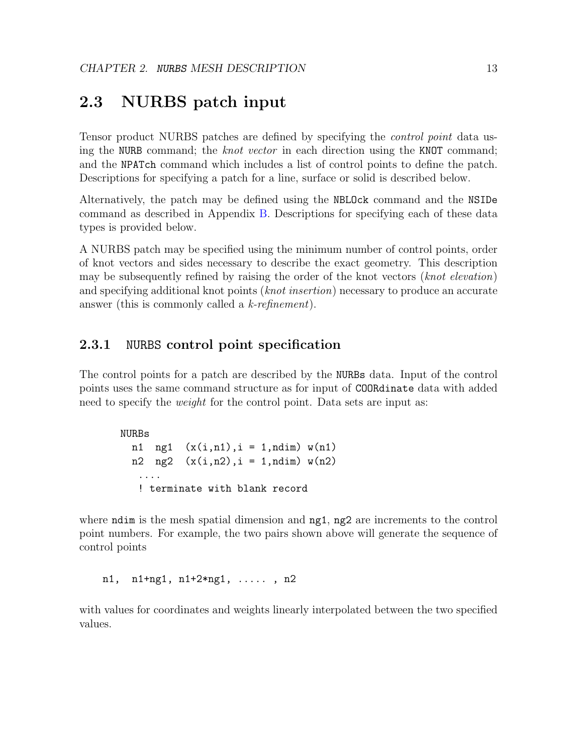## 2.3 NURBS patch input

Tensor product NURBS patches are defined by specifying the *control point* data using the `NURB` command; the *knot vector* in each direction using the `KNOT` command; and the `NPATch` command which includes a list of control points to define the patch. Descriptions for specifying a patch for a line, surface or solid is described below.

Alternatively, the patch may be defined using the `NBLOck` command and the `NSIDe` command as described in Appendix B. Descriptions for specifying each of these data types is provided below.

A NURBS patch may be specified using the minimum number of control points, order of knot vectors and sides necessary to describe the exact geometry. This description may be subsequently refined by raising the order of the knot vectors (*knot elevation*) and specifying additional knot points (*knot insertion*) necessary to produce an accurate answer (this is commonly called a *k-refinement*).

### 2.3.1 `NURBS` control point specification

The control points for a patch are described by the `NURBs` data. Input of the control points uses the same command structure as for input of `COORdinate` data with added need to specify the *weight* for the control point. Data sets are input as:

```
NURBs
  n1  ng1  (x(i,n1),i = 1,ndim) w(n1)
  n2  ng2  (x(i,n2),i = 1,ndim) w(n2)
   ....
   ! terminate with blank record
```

where `ndim` is the mesh spatial dimension and `ng1`, `ng2` are increments to the control point numbers. For example, the two pairs shown above will generate the sequence of control points

```
n1,  n1+ng1, n1+2*ng1, ..... , n2
```

with values for coordinates and weights linearly interpolated between the two specified values.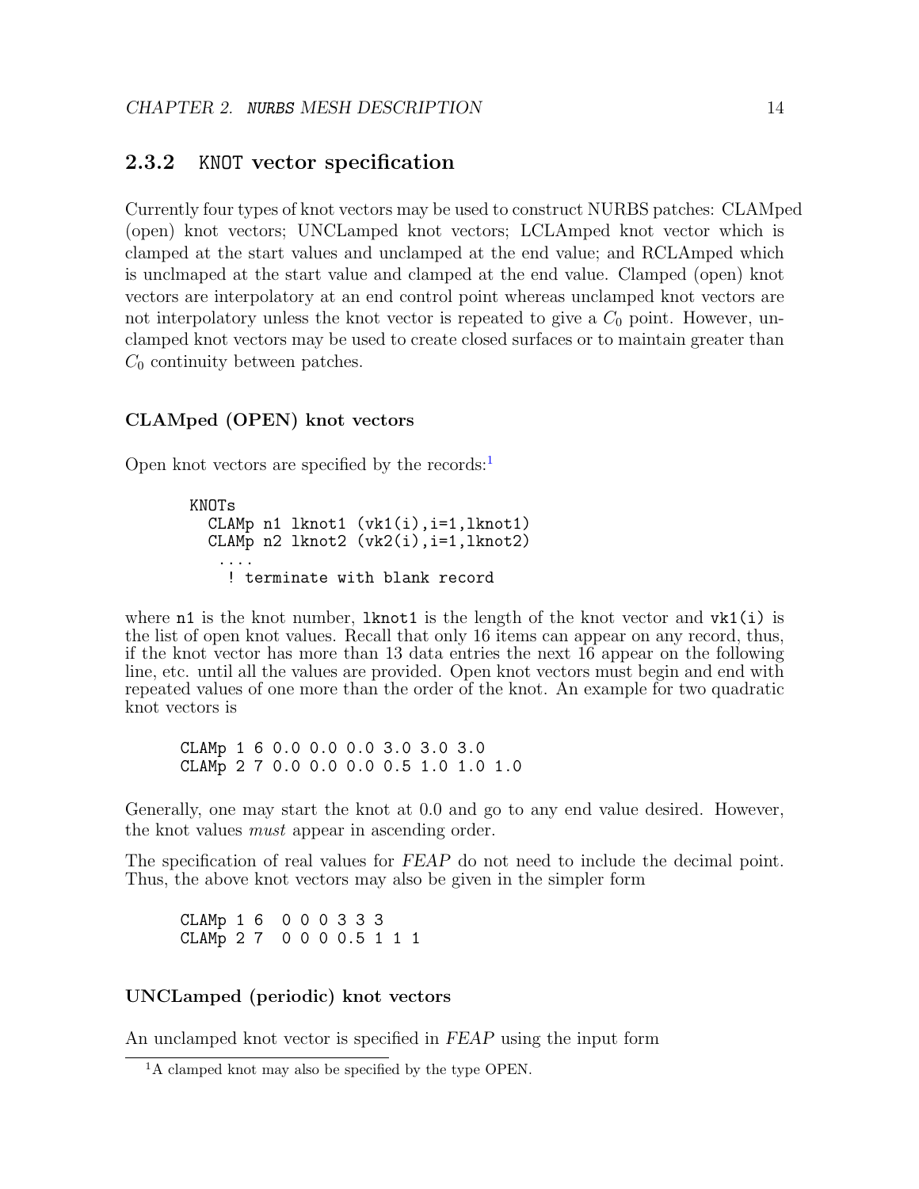### 2.3.2 KNOT vector specification

Currently four types of knot vectors may be used to construct NURBS patches: CLAMped (open) knot vectors; UNCLamped knot vectors; LCLAmped knot vector which is clamped at the start values and unclamped at the end value; and RCLAmped which is unclmaped at the start value and clamped at the end value. Clamped (open) knot vectors are interpolatory at an end control point whereas unclamped knot vectors are not interpolatory unless the knot vector is repeated to give a $C_0$ point. However, unclamped knot vectors may be used to create closed surfaces or to maintain greater than $C_0$ continuity between patches.

#### CLAMped (OPEN) knot vectors

Open knot vectors are specified by the records:[1]

```
KNOTs
  CLAMp n1 lknot1 (vk1(i),i=1,lknot1)
  CLAMp n2 lknot2 (vk2(i),i=1,lknot2)
   ....
    ! terminate with blank record
```

where `n1` is the knot number, `lknot1` is the length of the knot vector and `vk1(i)` is the list of open knot values. Recall that only 16 items can appear on any record, thus, if the knot vector has more than 13 data entries the next 16 appear on the following line, etc. until all the values are provided. Open knot vectors must begin and end with repeated values of one more than the order of the knot. An example for two quadratic knot vectors is

```
CLAMp 1 6 0.0 0.0 0.0 3.0 3.0 3.0
CLAMp 2 7 0.0 0.0 0.0 0.5 1.0 1.0 1.0
```

Generally, one may start the knot at 0.0 and go to any end value desired. However, the knot values *must* appear in ascending order.

The specification of real values for *FEAP* do not need to include the decimal point. Thus, the above knot vectors may also be given in the simpler form

```
CLAMp 1 6  0 0 0 3 3 3
CLAMp 2 7  0 0 0 0.5 1 1 1
```

#### UNCLamped (periodic) knot vectors

An unclamped knot vector is specified in *FEAP* using the input form

[1] A clamped knot may also be specified by the type OPEN.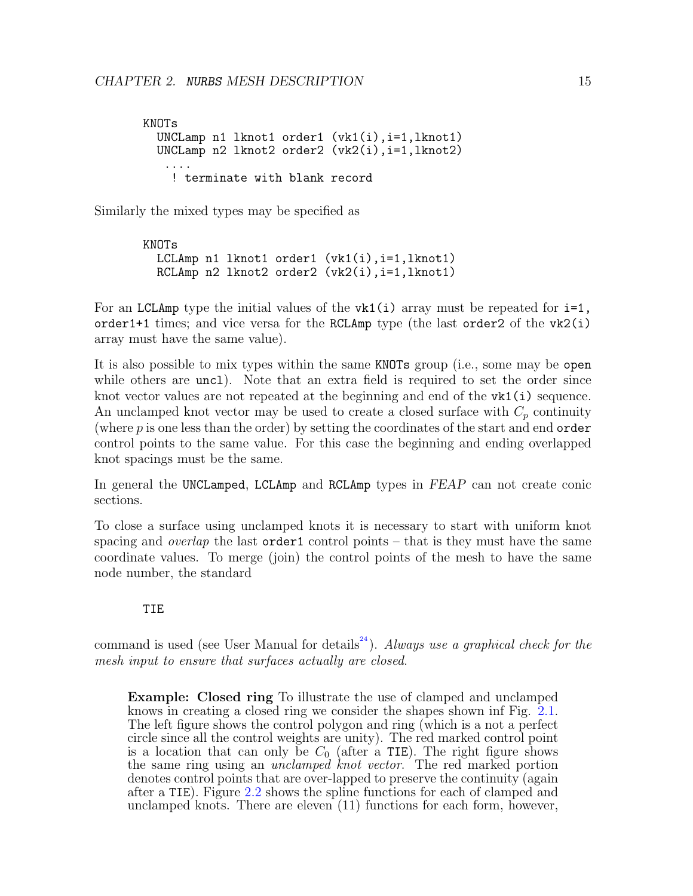```
KNOTs
  UNCLamp n1 lknot1 order1 (vk1(i),i=1,lknot1)
  UNCLamp n2 lknot2 order2 (vk2(i),i=1,lknot2)
   ....
    ! terminate with blank record
```

Similarly the mixed types may be specified as

```
KNOTs
  LCLAmp n1 lknot1 order1 (vk1(i),i=1,lknot1)
  RCLAmp n2 lknot2 order2 (vk2(i),i=1,lknot1)
```

For an `LCLAmp` type the initial values of the `vk1(i)` array must be repeated for `i=1, order1+1` times; and vice versa for the `RCLAmp` type (the last `order2` of the `vk2(i)` array must have the same value).

It is also possible to mix types within the same `KNOTs` group (i.e., some may be `open` while others are `uncl`). Note that an extra field is required to set the order since knot vector values are not repeated at the beginning and end of the `vk1(i)` sequence. An unclamped knot vector may be used to create a closed surface with $C_p$ continuity (where $p$ is one less than the order) by setting the coordinates of the start and end `order` control points to the same value. For this case the beginning and ending overlapped knot spacings must be the same.

In general the `UNCLamped`, `LCLAmp` and `RCLAmp` types in *FEAP* can not create conic sections.

To close a surface using unclamped knots it is necessary to start with uniform knot spacing and *overlap* the last `order1` control points – that is they must have the same coordinate values. To merge (join) the control points of the mesh to have the same node number, the standard

```
TIE
```

command is used (see User Manual for details[24]). *Always use a graphical check for the mesh input to ensure that surfaces actually are closed.*

> **Example: Closed ring** To illustrate the use of clamped and unclamped knows in creating a closed ring we consider the shapes shown inf Fig. 2.1. The left figure shows the control polygon and ring (which is a not a perfect circle since all the control weights are unity). The red marked control point is a location that can only be $C_0$ (after a `TIE`). The right figure shows the same ring using an *unclamped knot vector*. The red marked portion denotes control points that are over-lapped to preserve the continuity (again after a `TIE`). Figure 2.2 shows the spline functions for each of clamped and unclamped knots. There are eleven (11) functions for each form, however,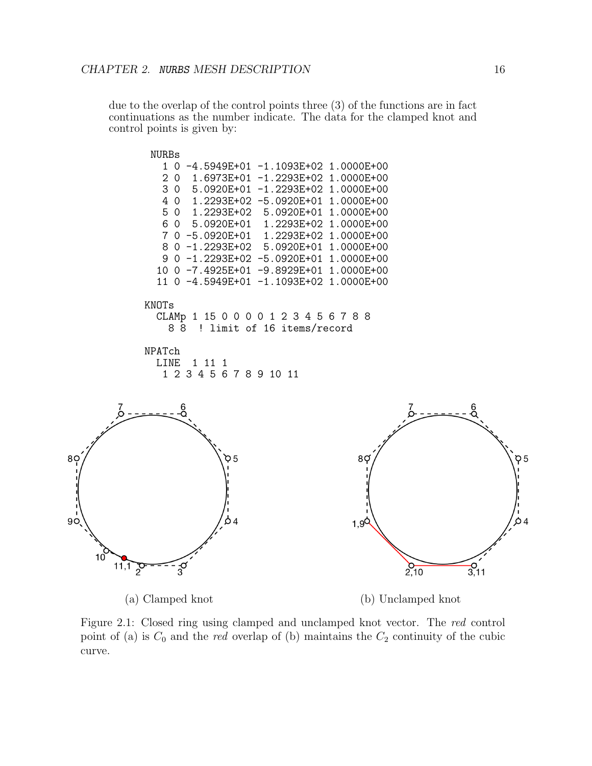due to the overlap of the control points three (3) of the functions are in fact continuations as the number indicate. The data for the clamped knot and control points is given by:

```
NURBs
  1 0 -4.5949E+01 -1.1093E+02 1.0000E+00
  2 0  1.6973E+01 -1.2293E+02 1.0000E+00
  3 0  5.0920E+01 -1.2293E+02 1.0000E+00
  4 0  1.2293E+02 -5.0920E+01 1.0000E+00
  5 0  1.2293E+02  5.0920E+01 1.0000E+00
  6 0  5.0920E+01  1.2293E+02 1.0000E+00
  7 0 -5.0920E+01  1.2293E+02 1.0000E+00
  8 0 -1.2293E+02  5.0920E+01 1.0000E+00
  9 0 -1.2293E+02 -5.0920E+01 1.0000E+00
 10 0 -7.4925E+01 -9.8929E+01 1.0000E+00
 11 0 -4.5949E+01 -1.1093E+02 1.0000E+00

KNOTs
  CLAMp 1 15 0 0 0 0 1 2 3 4 5 6 7 8 8
    8 8  ! limit of 16 items/record

NPATch
  LINE  1 11 1
   1 2 3 4 5 6 7 8 9 10 11
```

(a) Clamped knot

(b) Unclamped knot

Figure 2.1: Closed ring using clamped and unclamped knot vector. The *red* control point of (a) is $C_0$ and the *red* overlap of (b) maintains the $C_2$ continuity of the cubic curve.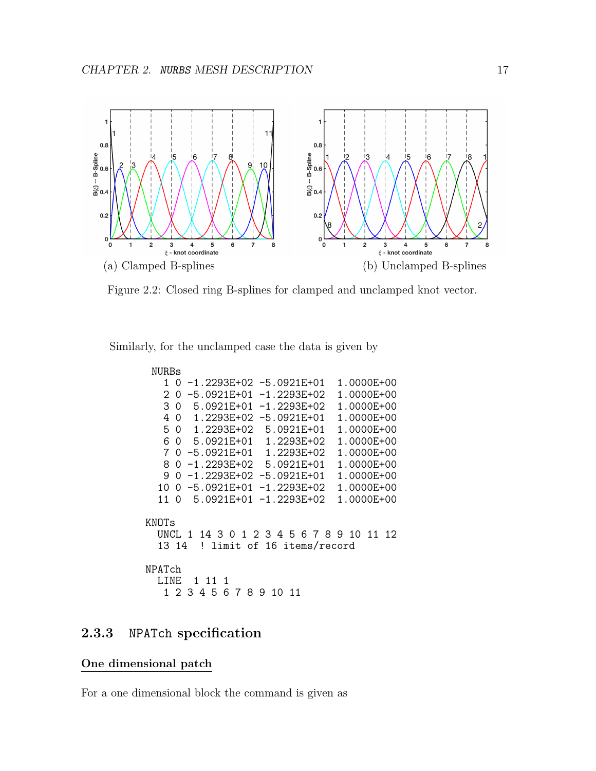(a) Clamped B-splines

(b) Unclamped B-splines

Figure 2.2: Closed ring B-splines for clamped and unclamped knot vector.

Similarly, for the unclamped case the data is given by

```
 NURBs
   1 0 -1.2293E+02 -5.0921E+01  1.0000E+00
   2 0 -5.0921E+01 -1.2293E+02  1.0000E+00
   3 0  5.0921E+01 -1.2293E+02  1.0000E+00
   4 0  1.2293E+02 -5.0921E+01  1.0000E+00
   5 0  1.2293E+02  5.0921E+01  1.0000E+00
   6 0  5.0921E+01  1.2293E+02  1.0000E+00
   7 0 -5.0921E+01  1.2293E+02  1.0000E+00
   8 0 -1.2293E+02  5.0921E+01  1.0000E+00
   9 0 -1.2293E+02 -5.0921E+01  1.0000E+00
  10 0 -5.0921E+01 -1.2293E+02  1.0000E+00
  11 0  5.0921E+01 -1.2293E+02  1.0000E+00

KNOTs
  UNCL 1 14 3 0 1 2 3 4 5 6 7 8 9 10 11 12
  13 14  ! limit of 16 items/record

NPATch
  LINE  1 11 1
   1 2 3 4 5 6 7 8 9 10 11
```

### 2.3.3 NPATch specification

#### One dimensional patch

For a one dimensional block the command is given as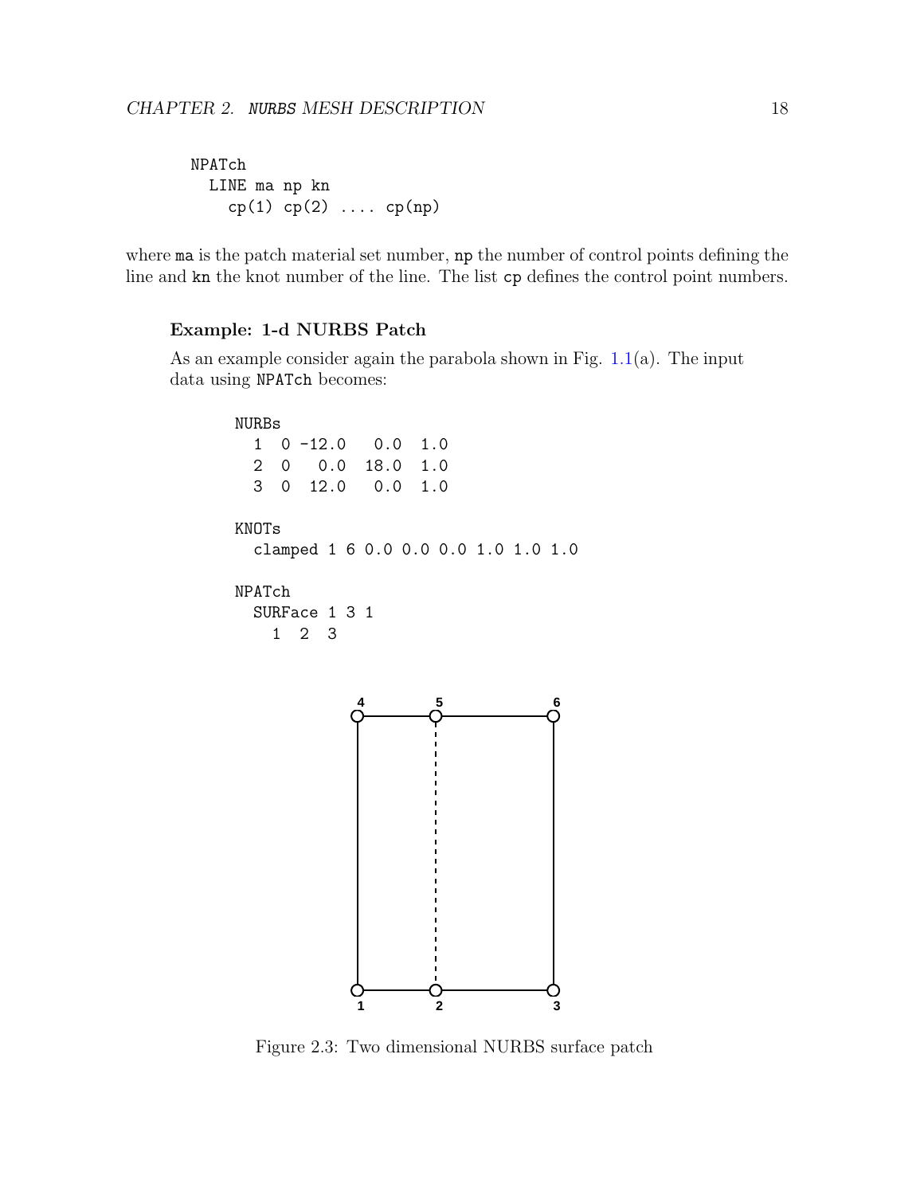```
NPATch
  LINE ma np kn
    cp(1) cp(2) .... cp(np)
```

where `ma` is the patch material set number, `np` the number of control points defining the line and `kn` the knot number of the line. The list `cp` defines the control point numbers.

### Example: 1-d NURBS Patch

As an example consider again the parabola shown in Fig. 1.1(a). The input data using `NPATch` becomes:

```
NURBs
  1  0 -12.0   0.0  1.0
  2  0   0.0  18.0  1.0
  3  0  12.0   0.0  1.0

KNOTs
  clamped 1 6 0.0 0.0 0.0 1.0 1.0 1.0

NPATch
  SURFace 1 3 1
    1  2  3
```

Figure 2.3: Two dimensional NURBS surface patch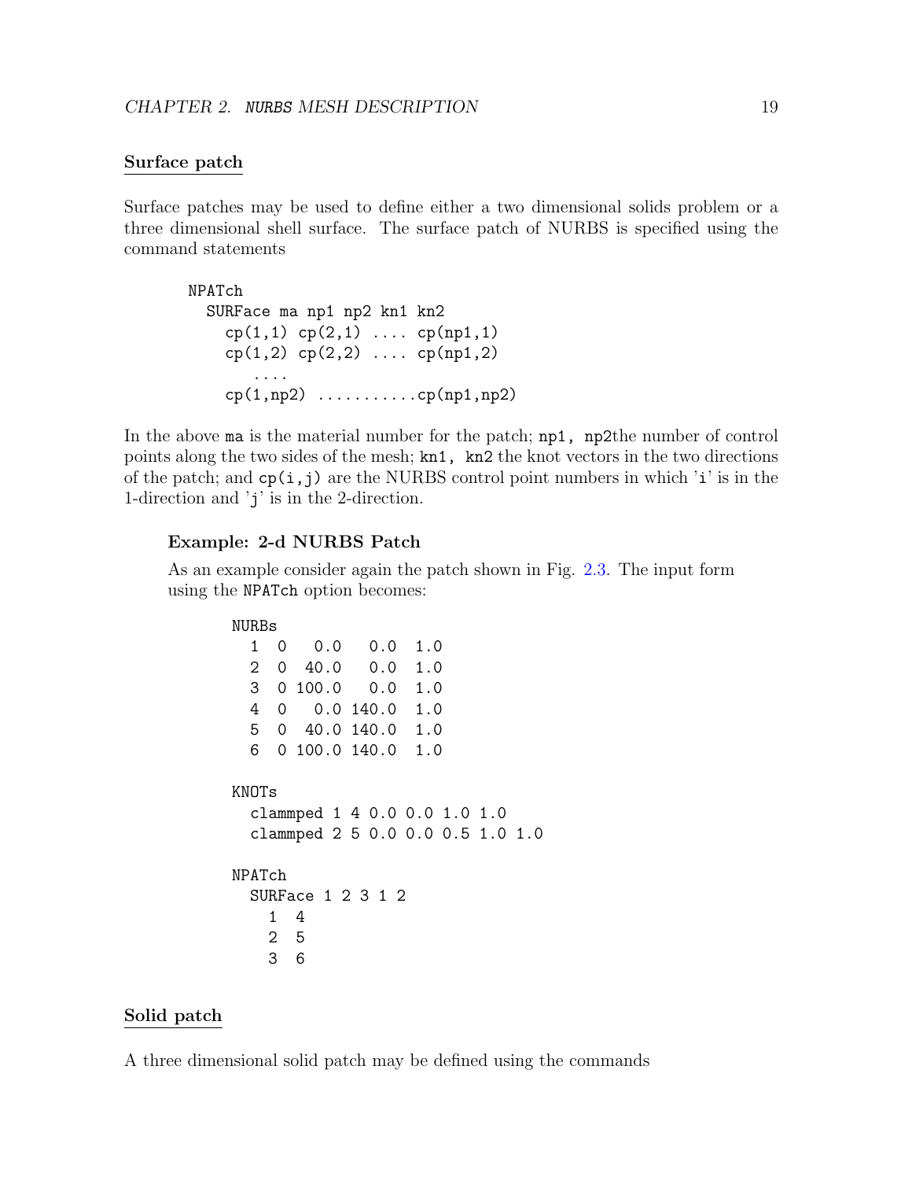### Surface patch

Surface patches may be used to define either a two dimensional solids problem or a three dimensional shell surface. The surface patch of NURBS is specified using the command statements

```
NPATch
  SURFace ma np1 np2 kn1 kn2
    cp(1,1) cp(2,1) .... cp(np1,1)
    cp(1,2) cp(2,2) .... cp(np1,2)
       ....
    cp(1,np2) ...........cp(np1,np2)
```

In the above `ma` is the material number for the patch; `np1, np2`the number of control points along the two sides of the mesh; `kn1, kn2` the knot vectors in the two directions of the patch; and `cp(i,j)` are the NURBS control point numbers in which 'i' is in the 1-direction and 'j' is in the 2-direction.

#### Example: 2-d NURBS Patch

As an example consider again the patch shown in Fig. 2.3. The input form using the `NPATch` option becomes:

```
NURBs
  1  0   0.0   0.0  1.0
  2  0  40.0   0.0  1.0
  3  0 100.0   0.0  1.0
  4  0   0.0 140.0  1.0
  5  0  40.0 140.0  1.0
  6  0 100.0 140.0  1.0

KNOTs
  clammped 1 4 0.0 0.0 1.0 1.0
  clammped 2 5 0.0 0.0 0.5 1.0 1.0

NPATch
  SURFace 1 2 3 1 2
    1  4
    2  5
    3  6
```

### Solid patch

A three dimensional solid patch may be defined using the commands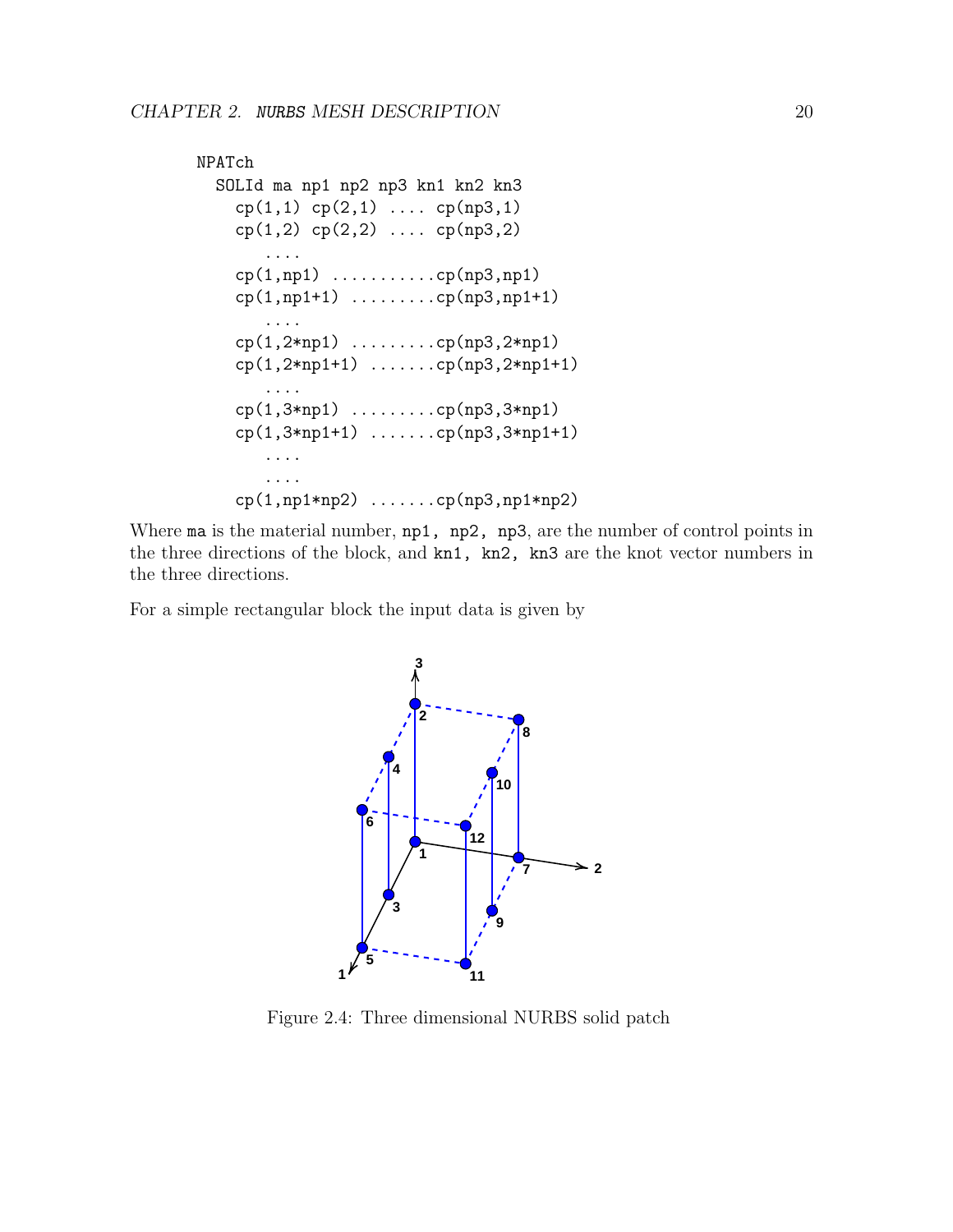```
NPATch
  SOLId ma np1 np2 np3 kn1 kn2 kn3
    cp(1,1) cp(2,1) .... cp(np3,1)
    cp(1,2) cp(2,2) .... cp(np3,2)
       ....
    cp(1,np1) ..........cp(np3,np1)
    cp(1,np1+1) ........cp(np3,np1+1)
       ....
    cp(1,2*np1) ........cp(np3,2*np1)
    cp(1,2*np1+1) ......cp(np3,2*np1+1)
       ....
    cp(1,3*np1) ........cp(np3,3*np1)
    cp(1,3*np1+1) ......cp(np3,3*np1+1)
       ....
       ....
    cp(1,np1*np2) ......cp(np3,np1*np2)
```

Where `ma` is the material number, `np1, np2, np3`, are the number of control points in the three directions of the block, and `kn1, kn2, kn3` are the knot vector numbers in the three directions.

For a simple rectangular block the input data is given by

Figure 2.4: Three dimensional NURBS solid patch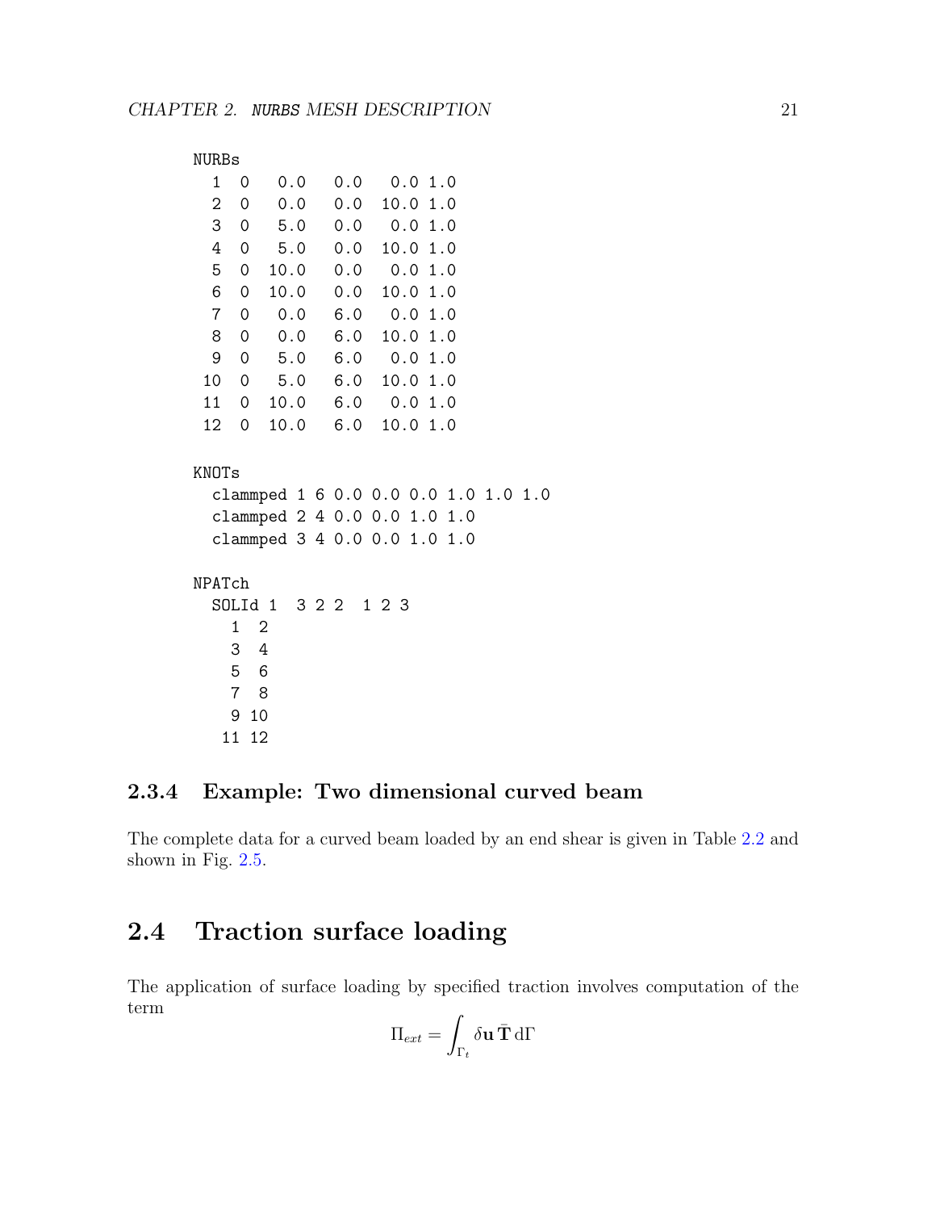```
NURBs
  1  0   0.0   0.0   0.0 1.0
  2  0   0.0   0.0  10.0 1.0
  3  0   5.0   0.0   0.0 1.0
  4  0   5.0   0.0  10.0 1.0
  5  0  10.0   0.0   0.0 1.0
  6  0  10.0   0.0  10.0 1.0
  7  0   0.0   6.0   0.0 1.0
  8  0   0.0   6.0  10.0 1.0
  9  0   5.0   6.0   0.0 1.0
 10  0   5.0   6.0  10.0 1.0
 11  0  10.0   6.0   0.0 1.0
 12  0  10.0   6.0  10.0 1.0

KNOTs
  clammped 1 6 0.0 0.0 0.0 1.0 1.0 1.0
  clammped 2 4 0.0 0.0 1.0 1.0
  clammped 3 4 0.0 0.0 1.0 1.0

NPATch
  SOLId 1  3 2 2  1 2 3
    1  2
    3  4
    5  6
    7  8
    9 10
   11 12
```

### 2.3.4 Example: Two dimensional curved beam

The complete data for a curved beam loaded by an end shear is given in Table 2.2 and shown in Fig. 2.5.

## 2.4 Traction surface loading

The application of surface loading by specified traction involves computation of the term

$$\Pi_{ext} = \int_{\Gamma_t} \delta\mathbf{u}\,\bar{\mathbf{T}}\,\mathrm{d}\Gamma$$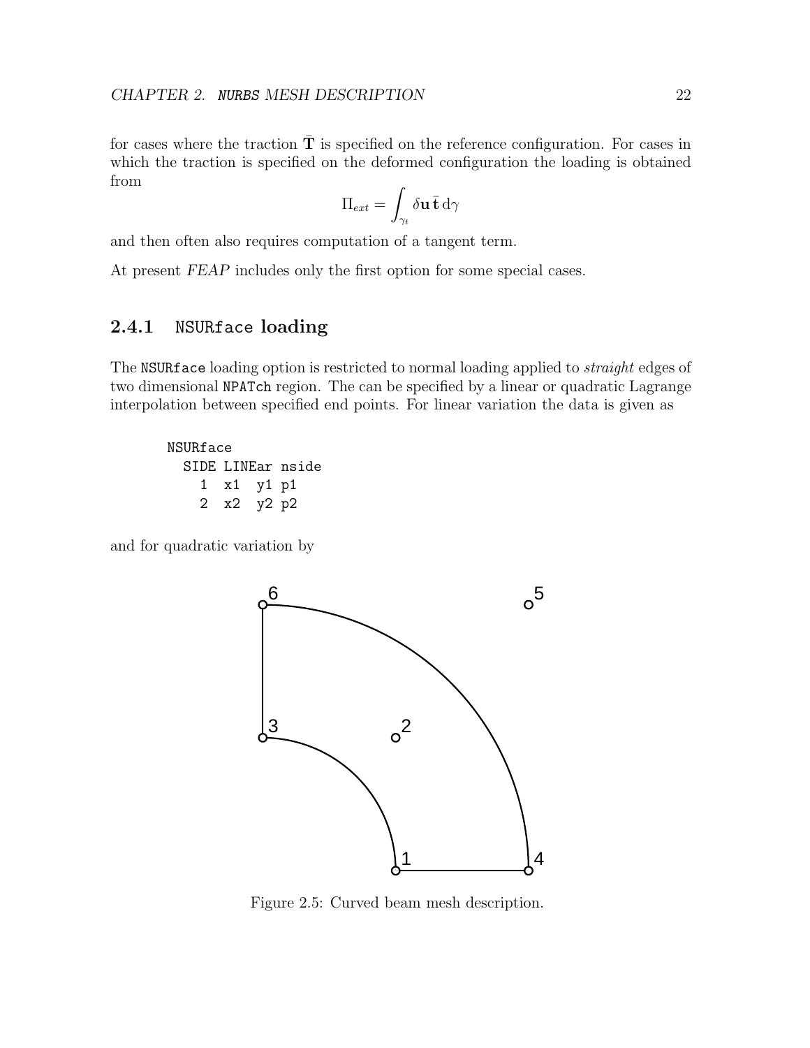for cases where the traction $\bar{\mathbf{T}}$ is specified on the reference configuration. For cases in which the traction is specified on the deformed configuration the loading is obtained from

$$\Pi_{ext} = \int_{\gamma_t} \delta \mathbf{u} \, \bar{\mathbf{t}} \, \mathrm{d}\gamma$$

and then often also requires computation of a tangent term.

At present *FEAP* includes only the first option for some special cases.

### 2.4.1 NSURface loading

The NSURface loading option is restricted to normal loading applied to *straight* edges of two dimensional NPATch region. The can be specified by a linear or quadratic Lagrange interpolation between specified end points. For linear variation the data is given as

```
NSURface
  SIDE LINEar nside
    1  x1  y1 p1
    2  x2  y2 p2
```

and for quadratic variation by

Figure 2.5: Curved beam mesh description.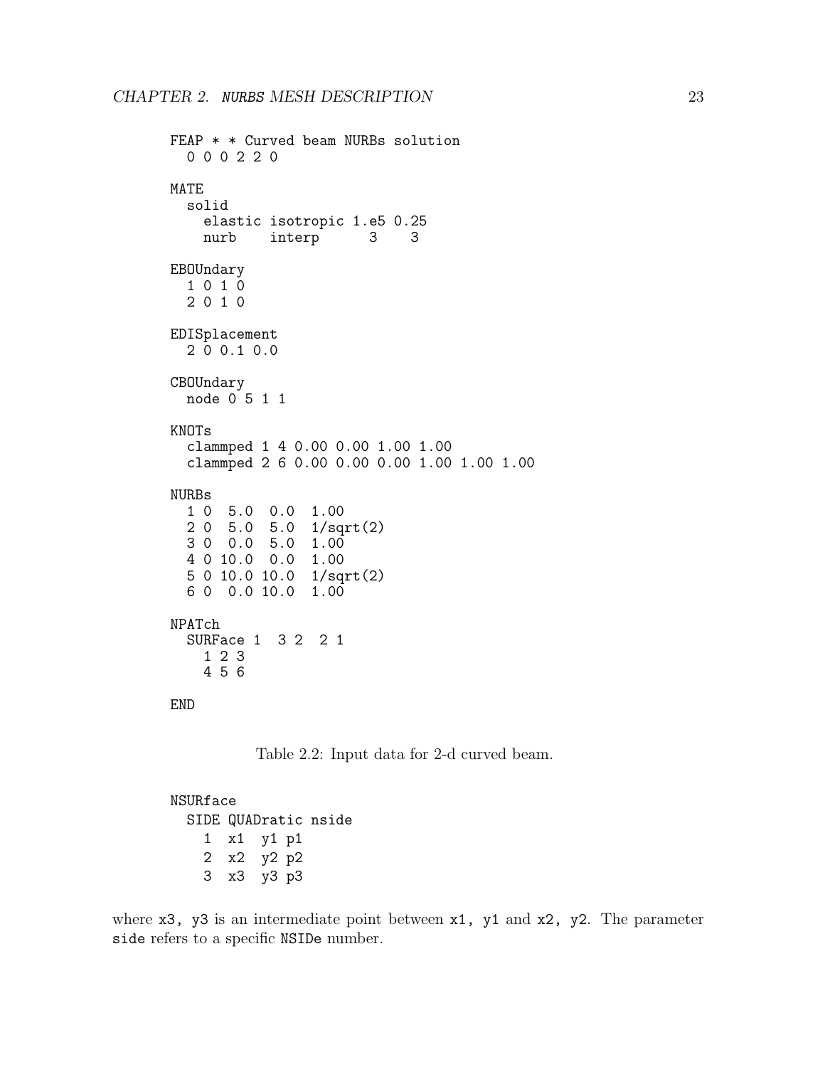```
FEAP * * Curved beam NURBs solution
  0 0 0 2 2 0

MATE
  solid
    elastic isotropic 1.e5 0.25
    nurb    interp      3    3

EBOUndary
  1 0 1 0
  2 0 1 0

EDISplacement
  2 0 0.1 0.0

CBOUndary
  node 0 5 1 1

KNOTs
  clammped 1 4 0.00 0.00 1.00 1.00
  clammped 2 6 0.00 0.00 0.00 1.00 1.00 1.00

NURBs
  1 0  5.0  0.0  1.00
  2 0  5.0  5.0  1/sqrt(2)
  3 0  0.0  5.0  1.00
  4 0 10.0  0.0  1.00
  5 0 10.0 10.0  1/sqrt(2)
  6 0  0.0 10.0  1.00

NPATch
  SURFace 1  3 2  2 1
    1 2 3
    4 5 6

END
```

Table 2.2: Input data for 2-d curved beam.

```
NSURface
  SIDE QUADratic nside
    1  x1  y1 p1
    2  x2  y2 p2
    3  x3  y3 p3
```

where `x3, y3` is an intermediate point between `x1, y1` and `x2, y2`. The parameter `side` refers to a specific `NSIDe` number.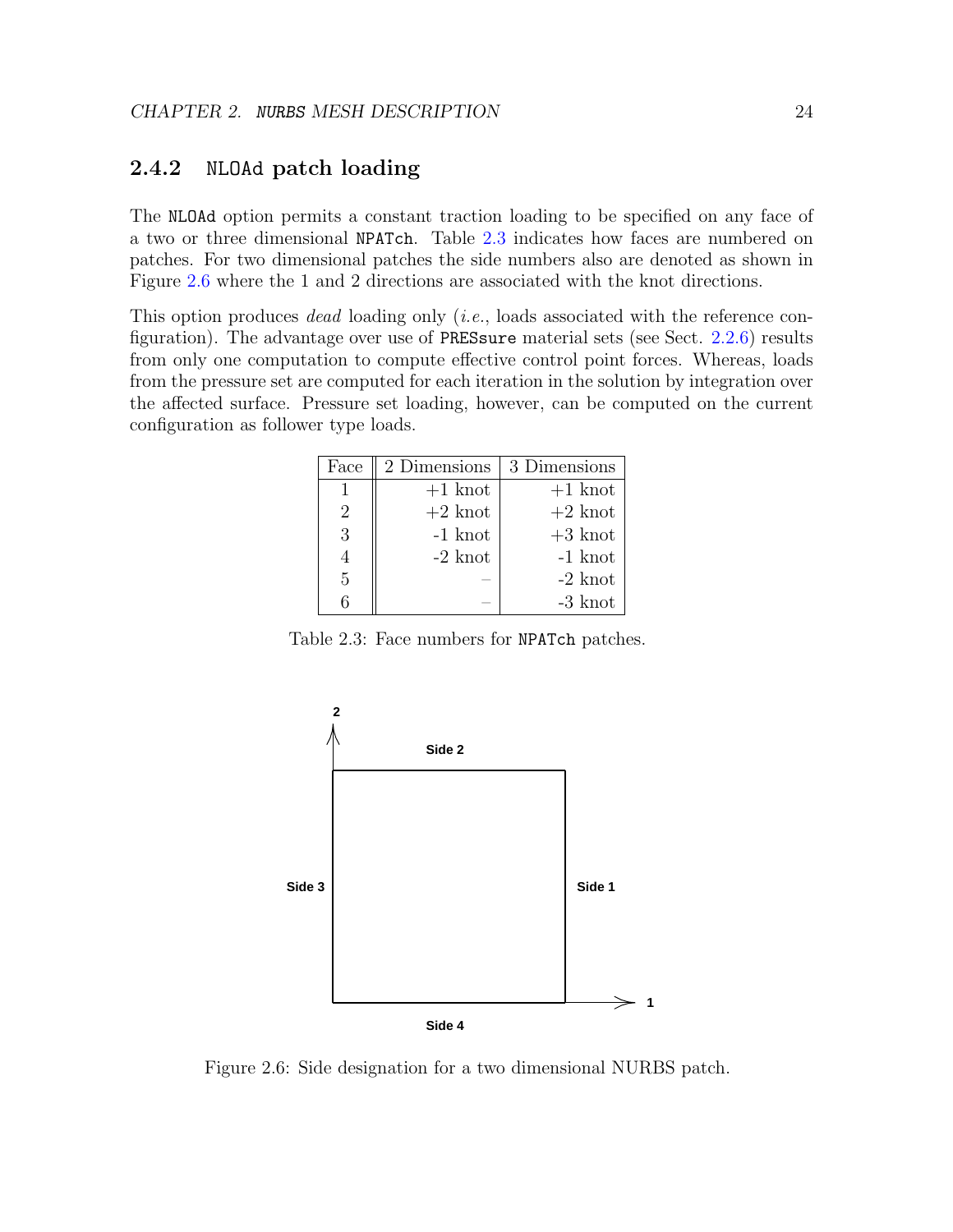### 2.4.2 NLOAd patch loading

The NLOAd option permits a constant traction loading to be specified on any face of a two or three dimensional NPATch. Table 2.3 indicates how faces are numbered on patches. For two dimensional patches the side numbers also are denoted as shown in Figure 2.6 where the 1 and 2 directions are associated with the knot directions.

This option produces *dead* loading only (*i.e.*, loads associated with the reference configuration). The advantage over use of PRESsure material sets (see Sect. 2.2.6) results from only one computation to compute effective control point forces. Whereas, loads from the pressure set are computed for each iteration in the solution by integration over the affected surface. Pressure set loading, however, can be computed on the current configuration as follower type loads.

| Face | 2 Dimensions | 3 Dimensions |
|---|---|---|
| 1 | +1 knot | +1 knot |
| 2 | +2 knot | +2 knot |
| 3 | -1 knot | +3 knot |
| 4 | -2 knot | -1 knot |
| 5 | – | -2 knot |
| 6 | – | -3 knot |

Table 2.3: Face numbers for NPATch patches.

Figure 2.6: Side designation for a two dimensional NURBS patch.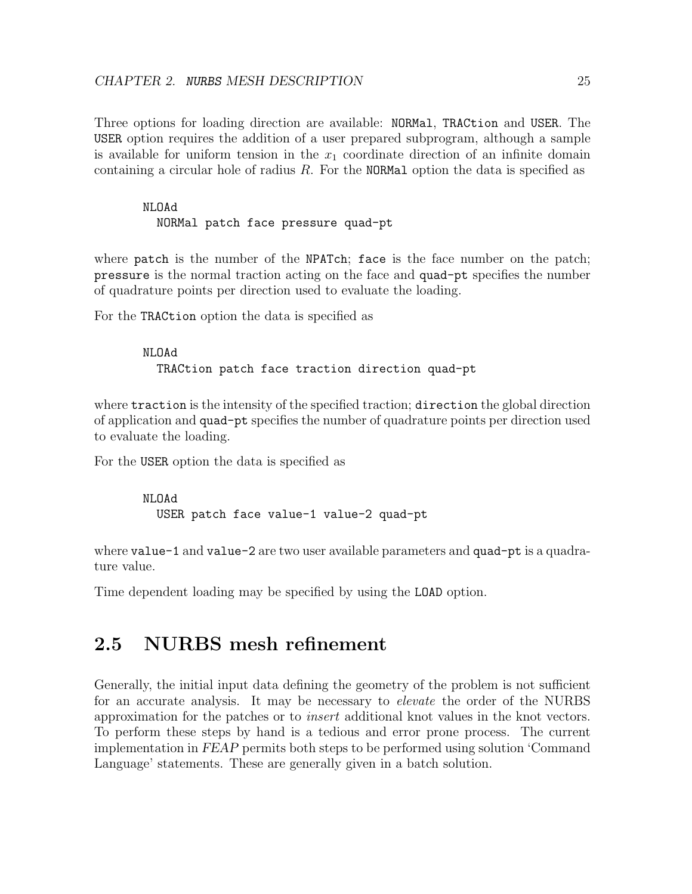Three options for loading direction are available: `NORMal`, `TRACtion` and `USER`. The `USER` option requires the addition of a user prepared subprogram, although a sample is available for uniform tension in the $x_1$ coordinate direction of an infinite domain containing a circular hole of radius $R$. For the `NORMal` option the data is specified as

```
NLOAd
  NORMal patch face pressure quad-pt
```

where `patch` is the number of the `NPATch`; `face` is the face number on the patch; `pressure` is the normal traction acting on the face and `quad-pt` specifies the number of quadrature points per direction used to evaluate the loading.

For the `TRACtion` option the data is specified as

```
NLOAd
  TRACtion patch face traction direction quad-pt
```

where `traction` is the intensity of the specified traction; `direction` the global direction of application and `quad-pt` specifies the number of quadrature points per direction used to evaluate the loading.

For the `USER` option the data is specified as

```
NLOAd
  USER patch face value-1 value-2 quad-pt
```

where `value-1` and `value-2` are two user available parameters and `quad-pt` is a quadrature value.

Time dependent loading may be specified by using the `LOAD` option.

## 2.5 NURBS mesh refinement

Generally, the initial input data defining the geometry of the problem is not sufficient for an accurate analysis. It may be necessary to *elevate* the order of the NURBS approximation for the patches or to *insert* additional knot values in the knot vectors. To perform these steps by hand is a tedious and error prone process. The current implementation in *FEAP* permits both steps to be performed using solution 'Command Language' statements. These are generally given in a batch solution.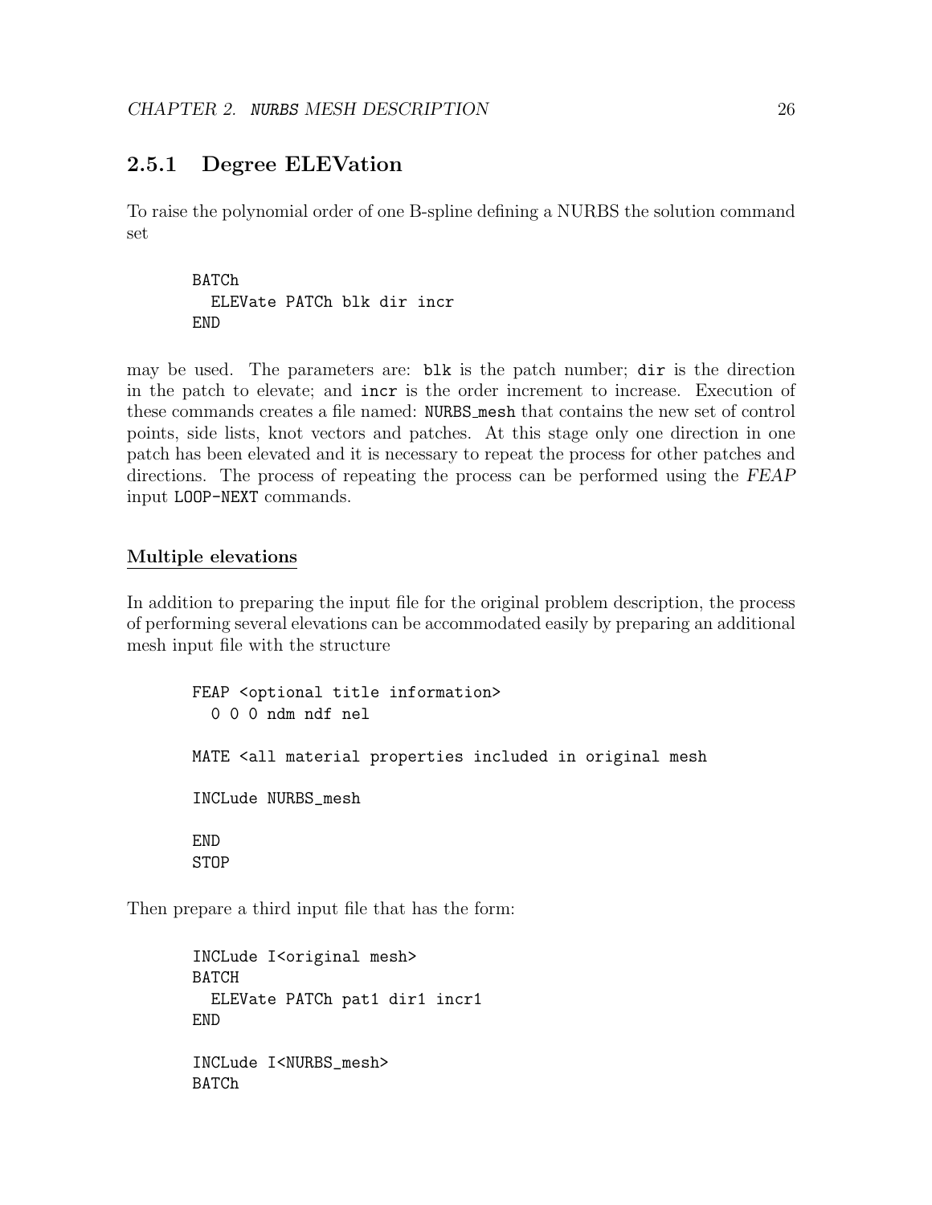### 2.5.1 Degree ELEVation

To raise the polynomial order of one B-spline defining a NURBS the solution command set

```
BATCh
  ELEVate PATCh blk dir incr
END
```

may be used. The parameters are: `blk` is the patch number; `dir` is the direction in the patch to elevate; and `incr` is the order increment to increase. Execution of these commands creates a file named: `NURBS_mesh` that contains the new set of control points, side lists, knot vectors and patches. At this stage only one direction in one patch has been elevated and it is necessary to repeat the process for other patches and directions. The process of repeating the process can be performed using the *FEAP* input `LOOP-NEXT` commands.

#### Multiple elevations

In addition to preparing the input file for the original problem description, the process of performing several elevations can be accommodated easily by preparing an additional mesh input file with the structure

```
FEAP <optional title information>
  0 0 0 ndm ndf nel

MATE <all material properties included in original mesh

INCLude NURBS_mesh

END
STOP
```

Then prepare a third input file that has the form:

```
INCLude I<original mesh>
BATCH
  ELEVate PATCh pat1 dir1 incr1
END

INCLude I<NURBS_mesh>
BATCh
```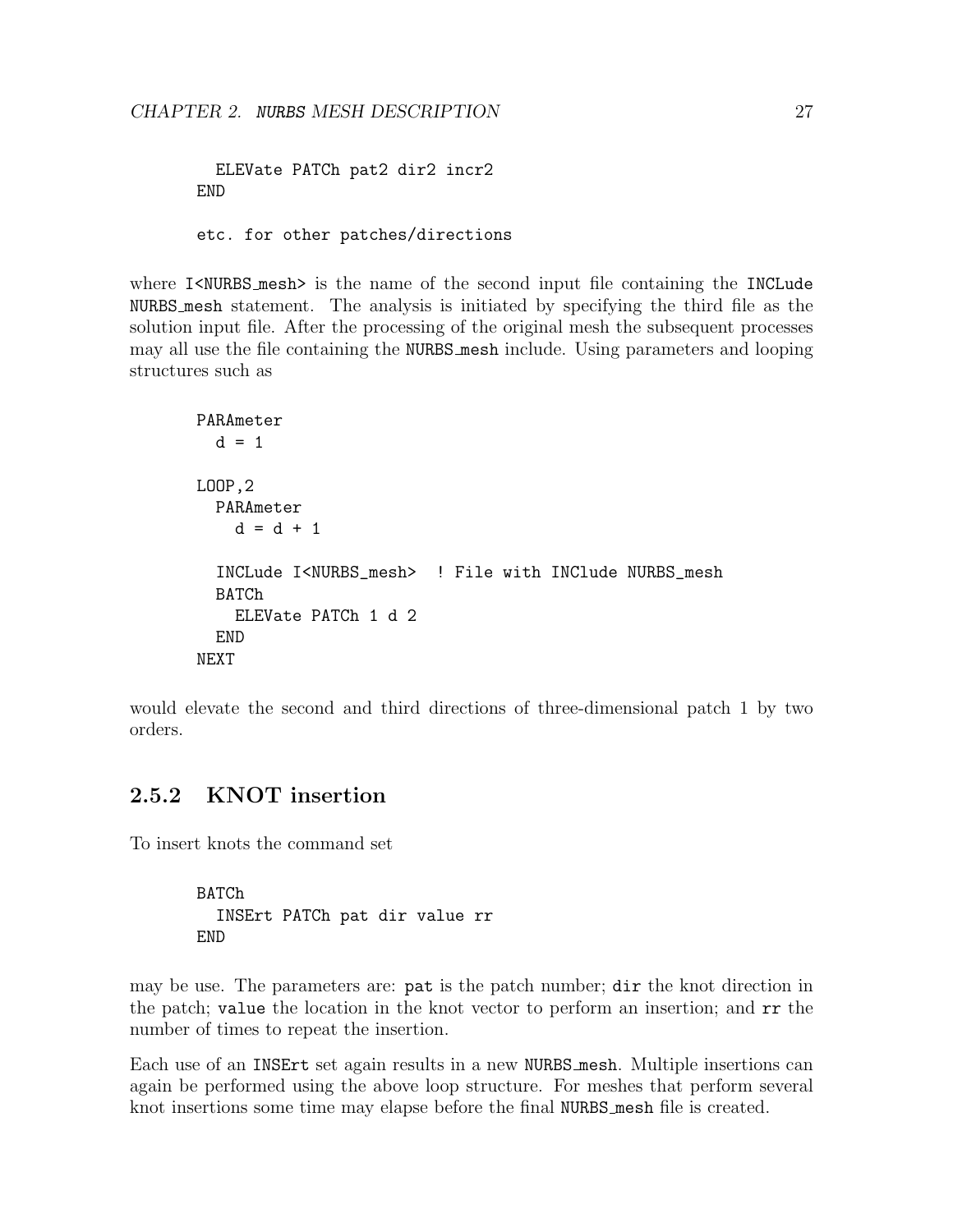```
  ELEVate PATCh pat2 dir2 incr2
END

etc. for other patches/directions
```

where `I<NURBS_mesh>` is the name of the second input file containing the `INCLude NURBS_mesh` statement. The analysis is initiated by specifying the third file as the solution input file. After the processing of the original mesh the subsequent processes may all use the file containing the `NURBS_mesh` include. Using parameters and looping structures such as

```
PARAmeter
  d = 1

LOOP,2
  PARAmeter
    d = d + 1

  INCLude I<NURBS_mesh>  ! File with INClude NURBS_mesh
  BATCh
    ELEVate PATCh 1 d 2
  END
NEXT
```

would elevate the second and third directions of three-dimensional patch 1 by two orders.

## 2.5.2 KNOT insertion

To insert knots the command set

```
BATCh
  INSErt PATCh pat dir value rr
END
```

may be use. The parameters are: `pat` is the patch number; `dir` the knot direction in the patch; `value` the location in the knot vector to perform an insertion; and `rr` the number of times to repeat the insertion.

Each use of an `INSErt` set again results in a new `NURBS_mesh`. Multiple insertions can again be performed using the above loop structure. For meshes that perform several knot insertions some time may elapse before the final `NURBS_mesh` file is created.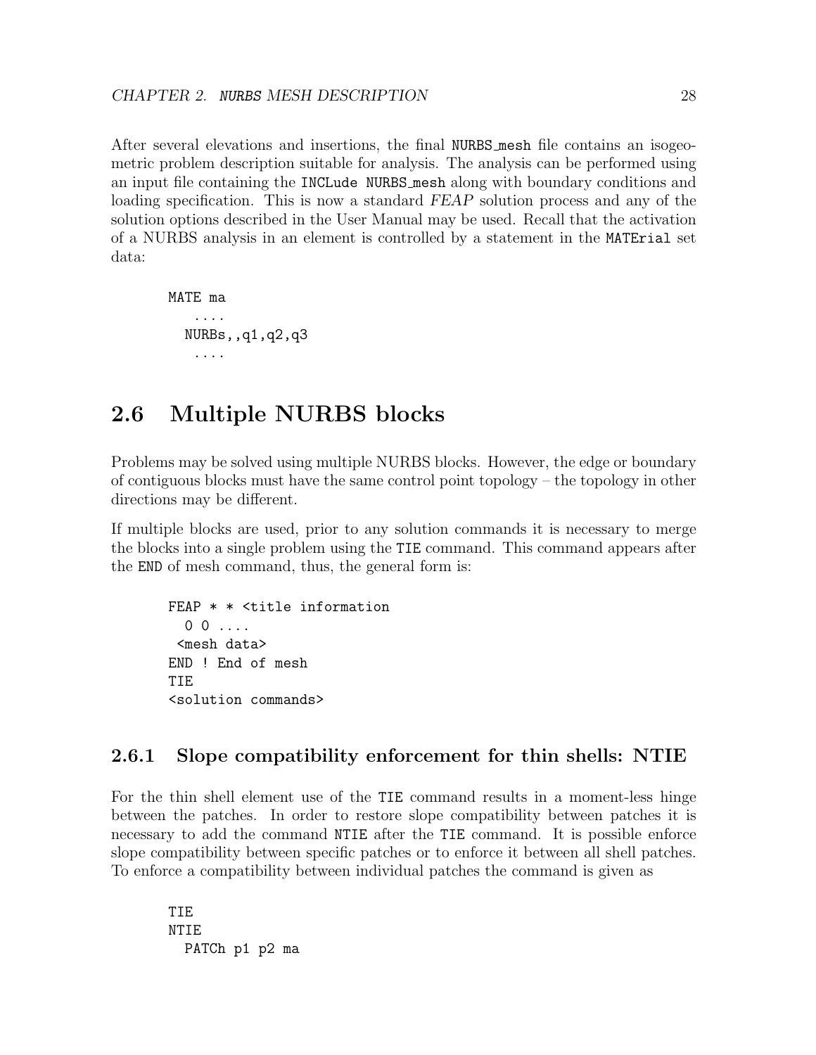After several elevations and insertions, the final NURBS_mesh file contains an isogeometric problem description suitable for analysis. The analysis can be performed using an input file containing the INCLude NURBS_mesh along with boundary conditions and loading specification. This is now a standard *FEAP* solution process and any of the solution options described in the User Manual may be used. Recall that the activation of a NURBS analysis in an element is controlled by a statement in the MATErial set data:

```
MATE ma
   ....
  NURBs,,q1,q2,q3
   ....
```

## 2.6 Multiple NURBS blocks

Problems may be solved using multiple NURBS blocks. However, the edge or boundary of contiguous blocks must have the same control point topology – the topology in other directions may be different.

If multiple blocks are used, prior to any solution commands it is necessary to merge the blocks into a single problem using the TIE command. This command appears after the END of mesh command, thus, the general form is:

```
FEAP * * <title information
  0 0 ....
 <mesh data>
END ! End of mesh
TIE
<solution commands>
```

### 2.6.1 Slope compatibility enforcement for thin shells: NTIE

For the thin shell element use of the TIE command results in a moment-less hinge between the patches. In order to restore slope compatibility between patches it is necessary to add the command NTIE after the TIE command. It is possible enforce slope compatibility between specific patches or to enforce it between all shell patches. To enforce a compatibility between individual patches the command is given as

```
TIE
NTIE
  PATCh p1 p2 ma
```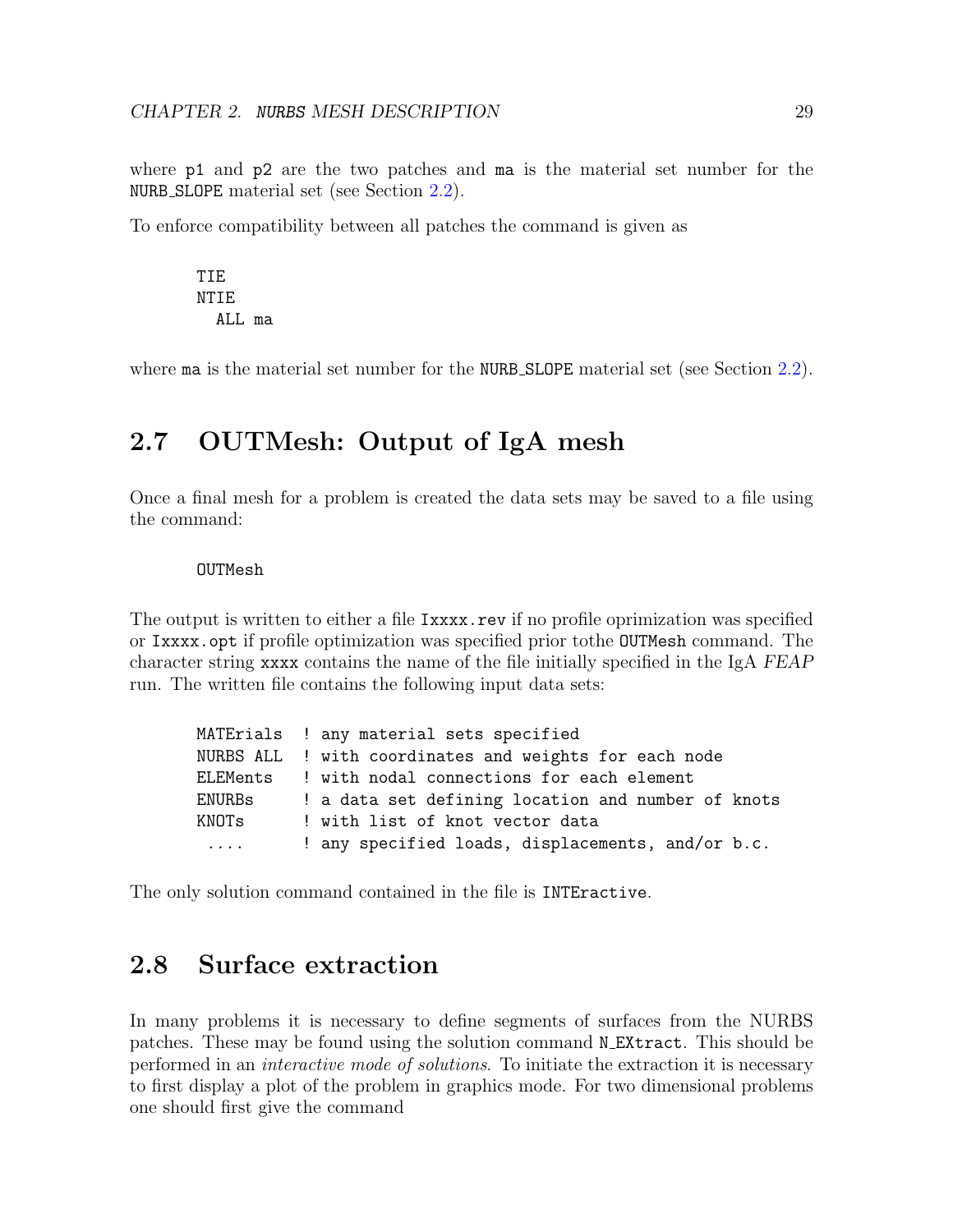where `p1` and `p2` are the two patches and `ma` is the material set number for the `NURB_SLOPE` material set (see Section 2.2).

To enforce compatibility between all patches the command is given as

```
TIE
NTIE
  ALL ma
```

where `ma` is the material set number for the `NURB_SLOPE` material set (see Section 2.2).

## 2.7 OUTMesh: Output of IgA mesh

Once a final mesh for a problem is created the data sets may be saved to a file using the command:

```
OUTMesh
```

The output is written to either a file `Ixxxx.rev` if no profile oprimization was specified or `Ixxxx.opt` if profile optimization was specified prior tothe `OUTMesh` command. The character string `xxxx` contains the name of the file initially specified in the IgA *FEAP* run. The written file contains the following input data sets:

```
MATErials  ! any material sets specified
NURBS ALL  ! with coordinates and weights for each node
ELEMents   ! with nodal connections for each element
ENURBs     ! a data set defining location and number of knots
KNOTs      ! with list of knot vector data
 ....      ! any specified loads, displacements, and/or b.c.
```

The only solution command contained in the file is `INTEractive`.

## 2.8 Surface extraction

In many problems it is necessary to define segments of surfaces from the NURBS patches. These may be found using the solution command `N_EXtract`. This should be performed in an *interactive mode of solutions*. To initiate the extraction it is necessary to first display a plot of the problem in graphics mode. For two dimensional problems one should first give the command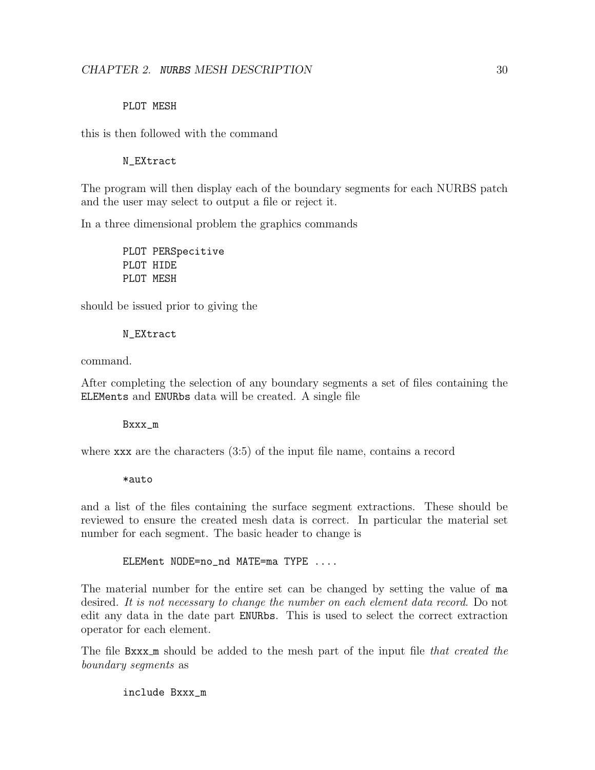```
PLOT MESH
```

this is then followed with the command

```
N_EXtract
```

The program will then display each of the boundary segments for each NURBS patch and the user may select to output a file or reject it.

In a three dimensional problem the graphics commands

```
PLOT PERSpecitive
PLOT HIDE
PLOT MESH
```

should be issued prior to giving the

```
N_EXtract
```

command.

After completing the selection of any boundary segments a set of files containing the `ELEMents` and `ENURbs` data will be created. A single file

```
Bxxx_m
```

where `xxx` are the characters (3:5) of the input file name, contains a record

```
*auto
```

and a list of the files containing the surface segment extractions. These should be reviewed to ensure the created mesh data is correct. In particular the material set number for each segment. The basic header to change is

```
ELEMent NODE=no_nd MATE=ma TYPE ....
```

The material number for the entire set can be changed by setting the value of `ma` desired. *It is not necessary to change the number on each element data record*. Do not edit any data in the date part `ENURbs`. This is used to select the correct extraction operator for each element.

The file `Bxxx_m` should be added to the mesh part of the input file *that created the boundary segments* as

```
include Bxxx_m
```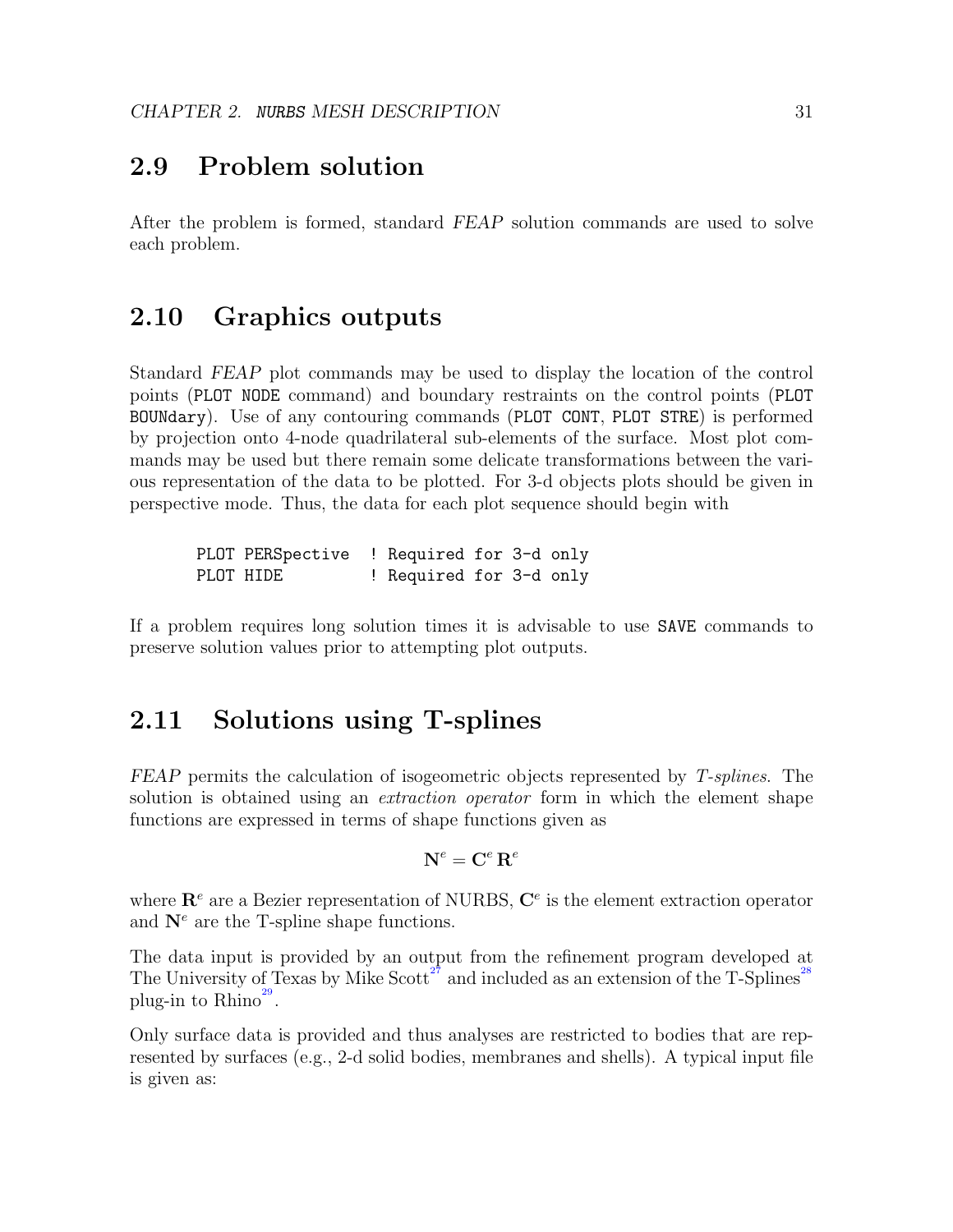## 2.9 Problem solution

After the problem is formed, standard *FEAP* solution commands are used to solve each problem.

## 2.10 Graphics outputs

Standard *FEAP* plot commands may be used to display the location of the control points (`PLOT NODE` command) and boundary restraints on the control points (`PLOT BOUNdary`). Use of any contouring commands (`PLOT CONT`, `PLOT STRE`) is performed by projection onto 4-node quadrilateral sub-elements of the surface. Most plot commands may be used but there remain some delicate transformations between the various representation of the data to be plotted. For 3-d objects plots should be given in perspective mode. Thus, the data for each plot sequence should begin with

```
PLOT PERSpective   ! Required for 3-d only
PLOT HIDE          ! Required for 3-d only
```

If a problem requires long solution times it is advisable to use `SAVE` commands to preserve solution values prior to attempting plot outputs.

## 2.11 Solutions using T-splines

*FEAP* permits the calculation of isogeometric objects represented by *T-splines*. The solution is obtained using an *extraction operator* form in which the element shape functions are expressed in terms of shape functions given as

$$\mathbf{N}^e = \mathbf{C}^e \, \mathbf{R}^e$$

where $\mathbf{R}^e$ are a Bezier representation of NURBS, $\mathbf{C}^e$ is the element extraction operator and $\mathbf{N}^e$ are the T-spline shape functions.

The data input is provided by an output from the refinement program developed at The University of Texas by Mike Scott[27] and included as an extension of the T-Splines[28] plug-in to Rhino[29].

Only surface data is provided and thus analyses are restricted to bodies that are represented by surfaces (e.g., 2-d solid bodies, membranes and shells). A typical input file is given as: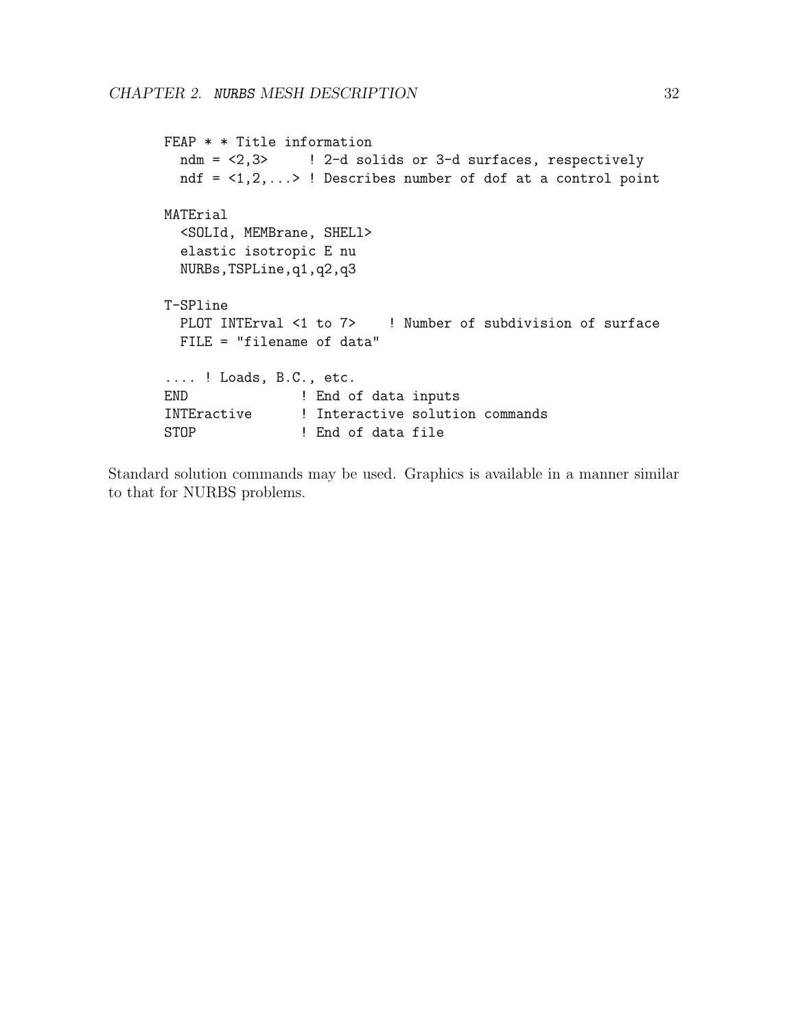```
FEAP * * Title information
  ndm = <2,3>     ! 2-d solids or 3-d surfaces, respectively
  ndf = <1,2,...> ! Describes number of dof at a control point

MATErial
  <SOLId, MEMBrane, SHELl>
  elastic isotropic E nu
  NURBs,TSPLine,q1,q2,q3

T-SPline
  PLOT INTErval <1 to 7>    ! Number of subdivision of surface
  FILE = "filename of data"

.... ! Loads, B.C., etc.
END              ! End of data inputs
INTEractive      ! Interactive solution commands
STOP             ! End of data file
```

Standard solution commands may be used. Graphics is available in a manner similar to that for NURBS problems.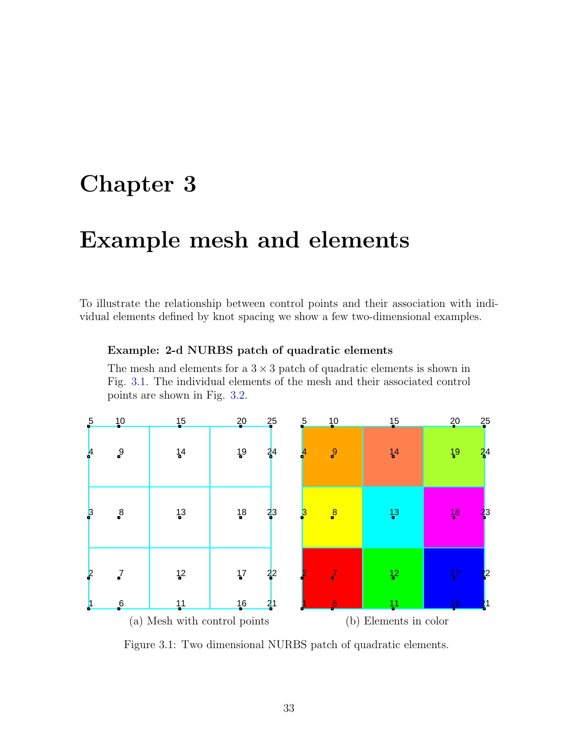# Chapter 3

# Example mesh and elements

To illustrate the relationship between control points and their association with individual elements defined by knot spacing we show a few two-dimensional examples.

**Example: 2-d NURBS patch of quadratic elements**

The mesh and elements for a $3 \times 3$ patch of quadratic elements is shown in Fig. 3.1. The individual elements of the mesh and their associated control points are shown in Fig. 3.2.

(a) Mesh with control points

(b) Elements in color

Figure 3.1: Two dimensional NURBS patch of quadratic elements.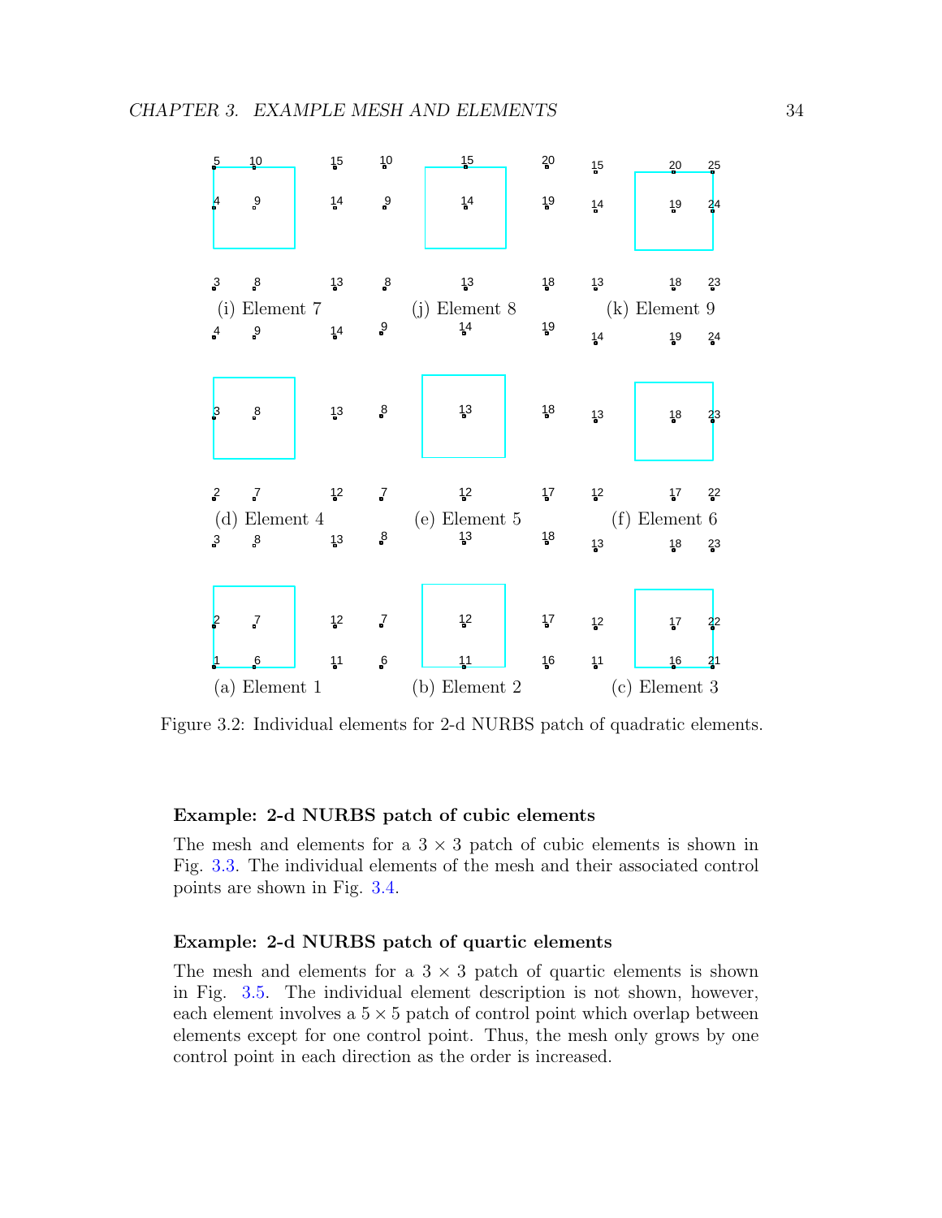(i) Element 7 (j) Element 8 (k) Element 9

(d) Element 4 (e) Element 5 (f) Element 6

(a) Element 1 (b) Element 2 (c) Element 3

Figure 3.2: Individual elements for 2-d NURBS patch of quadratic elements.

**Example: 2-d NURBS patch of cubic elements**

The mesh and elements for a $3 \times 3$ patch of cubic elements is shown in Fig. 3.3. The individual elements of the mesh and their associated control points are shown in Fig. 3.4.

**Example: 2-d NURBS patch of quartic elements**

The mesh and elements for a $3 \times 3$ patch of quartic elements is shown in Fig. 3.5. The individual element description is not shown, however, each element involves a $5 \times 5$ patch of control point which overlap between elements except for one control point. Thus, the mesh only grows by one control point in each direction as the order is increased.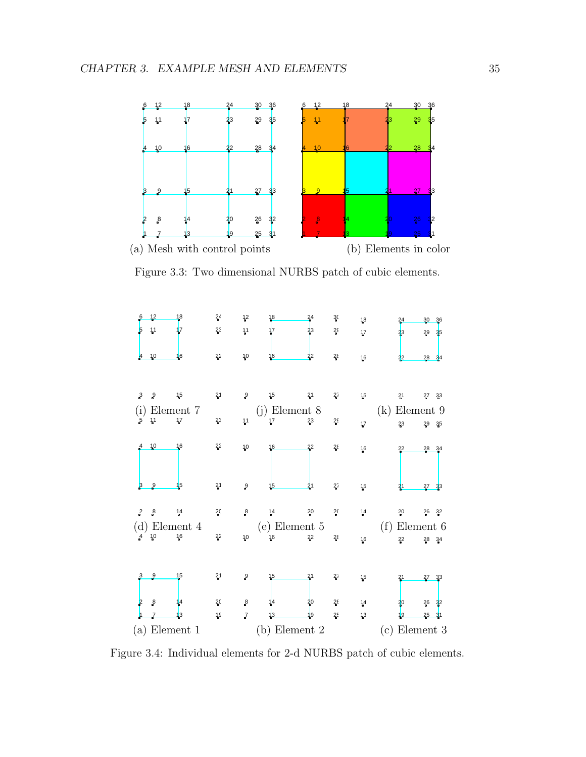(a) Mesh with control points

(b) Elements in color

Figure 3.3: Two dimensional NURBS patch of cubic elements.

(i) Element 7

(j) Element 8

(k) Element 9

(d) Element 4

(e) Element 5

(f) Element 6

(a) Element 1

(b) Element 2

(c) Element 3

Figure 3.4: Individual elements for 2-d NURBS patch of cubic elements.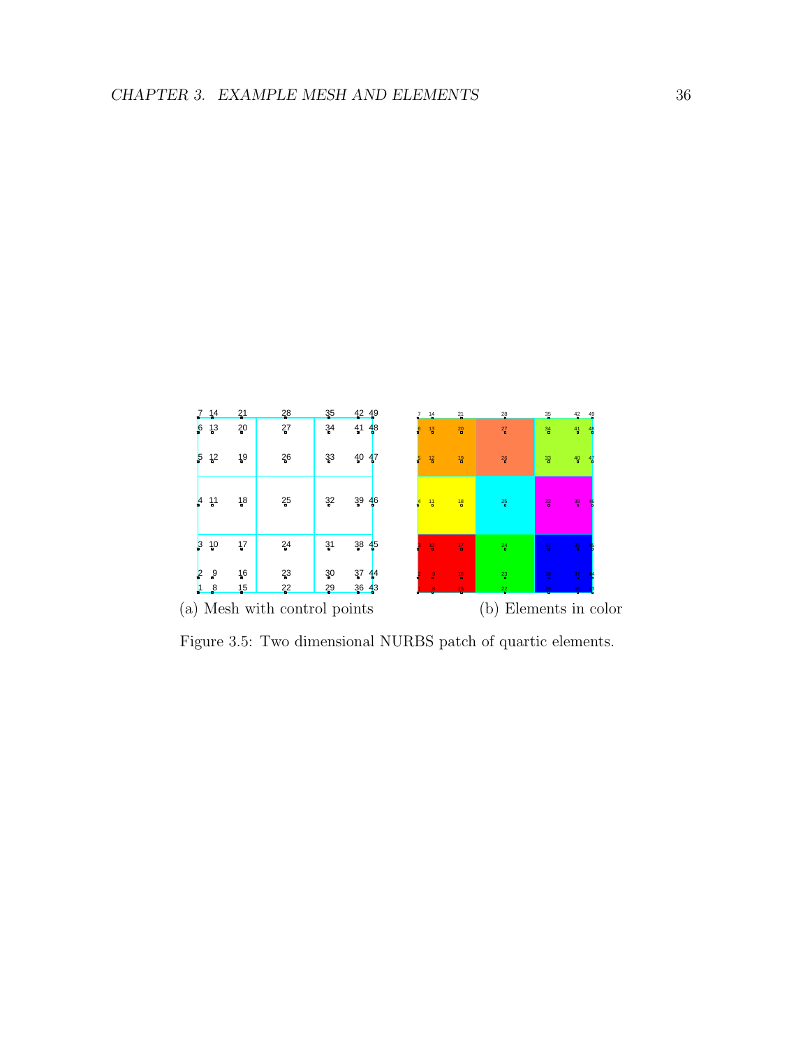(a) Mesh with control points

(b) Elements in color

Figure 3.5: Two dimensional NURBS patch of quartic elements.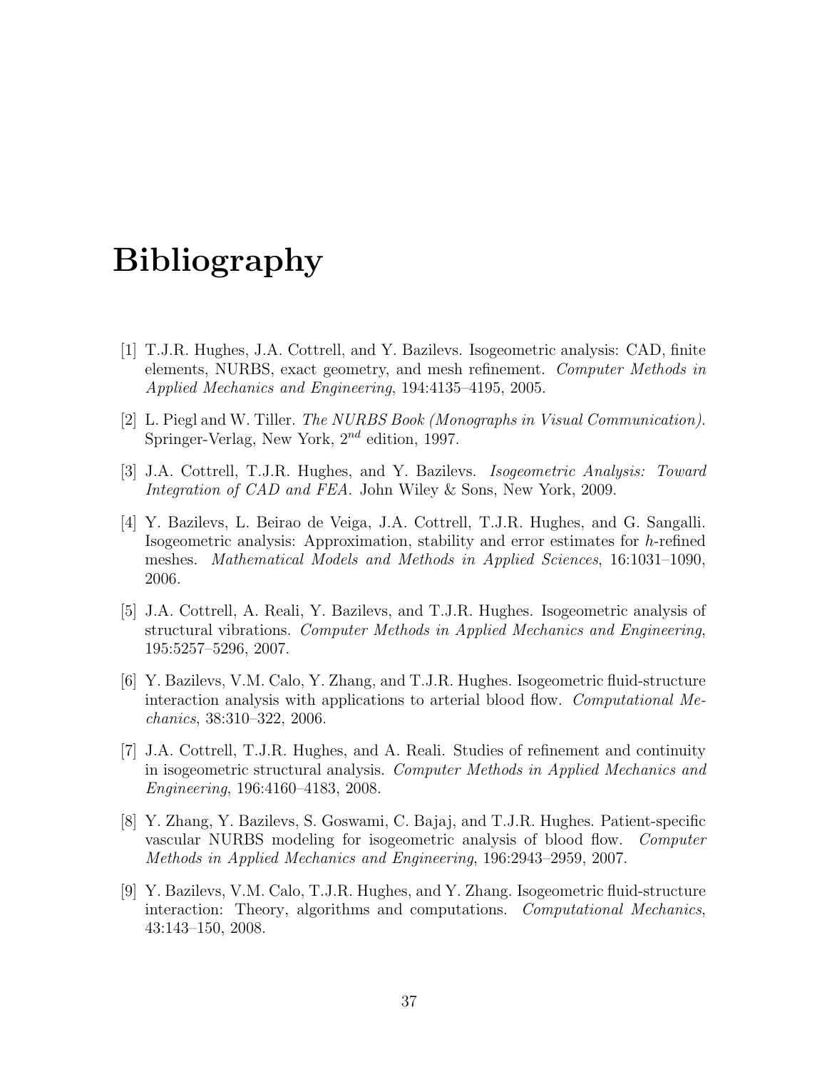# Bibliography

[1] T.J.R. Hughes, J.A. Cottrell, and Y. Bazilevs. Isogeometric analysis: CAD, finite elements, NURBS, exact geometry, and mesh refinement. *Computer Methods in Applied Mechanics and Engineering*, 194:4135–4195, 2005.

[2] L. Piegl and W. Tiller. *The NURBS Book (Monographs in Visual Communication)*. Springer-Verlag, New York, $2^{nd}$ edition, 1997.

[3] J.A. Cottrell, T.J.R. Hughes, and Y. Bazilevs. *Isogeometric Analysis: Toward Integration of CAD and FEA*. John Wiley & Sons, New York, 2009.

[4] Y. Bazilevs, L. Beirao de Veiga, J.A. Cottrell, T.J.R. Hughes, and G. Sangalli. Isogeometric analysis: Approximation, stability and error estimates for $h$-refined meshes. *Mathematical Models and Methods in Applied Sciences*, 16:1031–1090, 2006.

[5] J.A. Cottrell, A. Reali, Y. Bazilevs, and T.J.R. Hughes. Isogeometric analysis of structural vibrations. *Computer Methods in Applied Mechanics and Engineering*, 195:5257–5296, 2007.

[6] Y. Bazilevs, V.M. Calo, Y. Zhang, and T.J.R. Hughes. Isogeometric fluid-structure interaction analysis with applications to arterial blood flow. *Computational Mechanics*, 38:310–322, 2006.

[7] J.A. Cottrell, T.J.R. Hughes, and A. Reali. Studies of refinement and continuity in isogeometric structural analysis. *Computer Methods in Applied Mechanics and Engineering*, 196:4160–4183, 2008.

[8] Y. Zhang, Y. Bazilevs, S. Goswami, C. Bajaj, and T.J.R. Hughes. Patient-specific vascular NURBS modeling for isogeometric analysis of blood flow. *Computer Methods in Applied Mechanics and Engineering*, 196:2943–2959, 2007.

[9] Y. Bazilevs, V.M. Calo, T.J.R. Hughes, and Y. Zhang. Isogeometric fluid-structure interaction: Theory, algorithms and computations. *Computational Mechanics*, 43:143–150, 2008.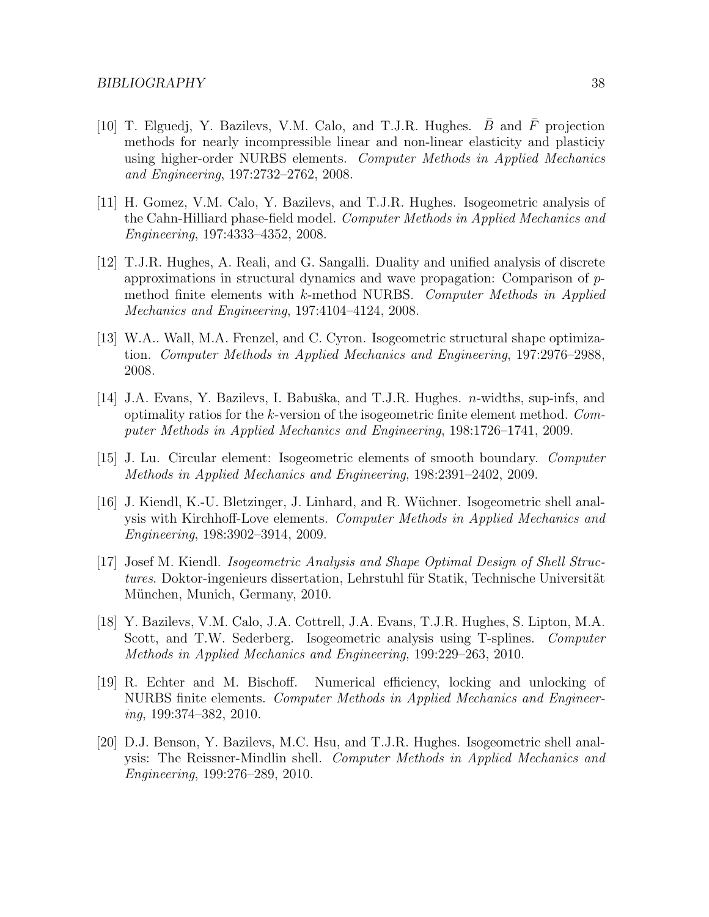[10] T. Elguedj, Y. Bazilevs, V.M. Calo, and T.J.R. Hughes. $\bar{B}$ and $\bar{F}$ projection methods for nearly incompressible linear and non-linear elasticity and plasticiy using higher-order NURBS elements. *Computer Methods in Applied Mechanics and Engineering*, 197:2732–2762, 2008.

[11] H. Gomez, V.M. Calo, Y. Bazilevs, and T.J.R. Hughes. Isogeometric analysis of the Cahn-Hilliard phase-field model. *Computer Methods in Applied Mechanics and Engineering*, 197:4333–4352, 2008.

[12] T.J.R. Hughes, A. Reali, and G. Sangalli. Duality and unified analysis of discrete approximations in structural dynamics and wave propagation: Comparison of $p$-method finite elements with $k$-method NURBS. *Computer Methods in Applied Mechanics and Engineering*, 197:4104–4124, 2008.

[13] W.A.. Wall, M.A. Frenzel, and C. Cyron. Isogeometric structural shape optimization. *Computer Methods in Applied Mechanics and Engineering*, 197:2976–2988, 2008.

[14] J.A. Evans, Y. Bazilevs, I. Babuška, and T.J.R. Hughes. $n$-widths, sup-infs, and optimality ratios for the $k$-version of the isogeometric finite element method. *Computer Methods in Applied Mechanics and Engineering*, 198:1726–1741, 2009.

[15] J. Lu. Circular element: Isogeometric elements of smooth boundary. *Computer Methods in Applied Mechanics and Engineering*, 198:2391–2402, 2009.

[16] J. Kiendl, K.-U. Bletzinger, J. Linhard, and R. Wüchner. Isogeometric shell analysis with Kirchhoff-Love elements. *Computer Methods in Applied Mechanics and Engineering*, 198:3902–3914, 2009.

[17] Josef M. Kiendl. *Isogeometric Analysis and Shape Optimal Design of Shell Structures*. Doktor-ingenieurs dissertation, Lehrstuhl für Statik, Technische Universität München, Munich, Germany, 2010.

[18] Y. Bazilevs, V.M. Calo, J.A. Cottrell, J.A. Evans, T.J.R. Hughes, S. Lipton, M.A. Scott, and T.W. Sederberg. Isogeometric analysis using T-splines. *Computer Methods in Applied Mechanics and Engineering*, 199:229–263, 2010.

[19] R. Echter and M. Bischoff. Numerical efficiency, locking and unlocking of NURBS finite elements. *Computer Methods in Applied Mechanics and Engineering*, 199:374–382, 2010.

[20] D.J. Benson, Y. Bazilevs, M.C. Hsu, and T.J.R. Hughes. Isogeometric shell analysis: The Reissner-Mindlin shell. *Computer Methods in Applied Mechanics and Engineering*, 199:276–289, 2010.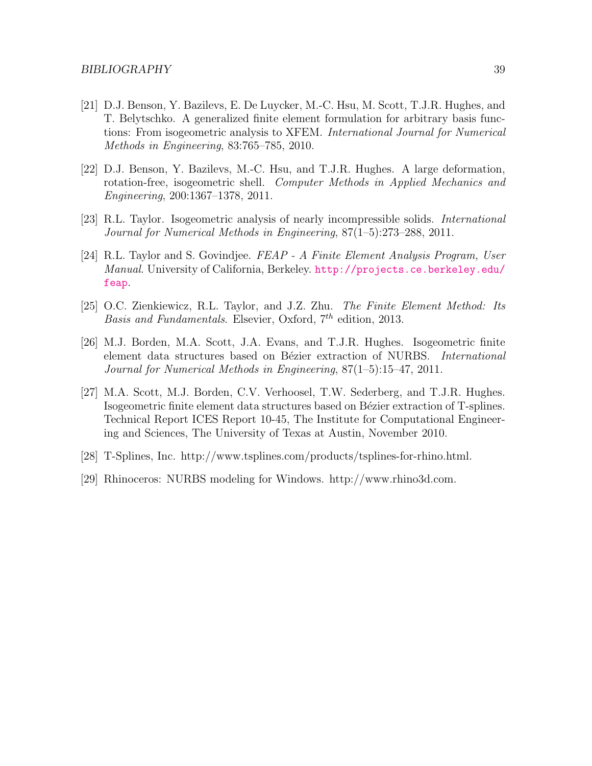[21] D.J. Benson, Y. Bazilevs, E. De Luycker, M.-C. Hsu, M. Scott, T.J.R. Hughes, and T. Belytschko. A generalized finite element formulation for arbitrary basis functions: From isogeometric analysis to XFEM. *International Journal for Numerical Methods in Engineering*, 83:765–785, 2010.

[22] D.J. Benson, Y. Bazilevs, M.-C. Hsu, and T.J.R. Hughes. A large deformation, rotation-free, isogeometric shell. *Computer Methods in Applied Mechanics and Engineering*, 200:1367–1378, 2011.

[23] R.L. Taylor. Isogeometric analysis of nearly incompressible solids. *International Journal for Numerical Methods in Engineering*, 87(1–5):273–288, 2011.

[24] R.L. Taylor and S. Govindjee. *FEAP - A Finite Element Analysis Program, User Manual*. University of California, Berkeley. http://projects.ce.berkeley.edu/feap.

[25] O.C. Zienkiewicz, R.L. Taylor, and J.Z. Zhu. *The Finite Element Method: Its Basis and Fundamentals*. Elsevier, Oxford, $7^{th}$ edition, 2013.

[26] M.J. Borden, M.A. Scott, J.A. Evans, and T.J.R. Hughes. Isogeometric finite element data structures based on Bézier extraction of NURBS. *International Journal for Numerical Methods in Engineering*, 87(1–5):15–47, 2011.

[27] M.A. Scott, M.J. Borden, C.V. Verhoosel, T.W. Sederberg, and T.J.R. Hughes. Isogeometric finite element data structures based on Bézier extraction of T-splines. Technical Report ICES Report 10-45, The Institute for Computational Engineering and Sciences, The University of Texas at Austin, November 2010.

[28] T-Splines, Inc. http://www.tsplines.com/products/tsplines-for-rhino.html.

[29] Rhinoceros: NURBS modeling for Windows. http://www.rhino3d.com.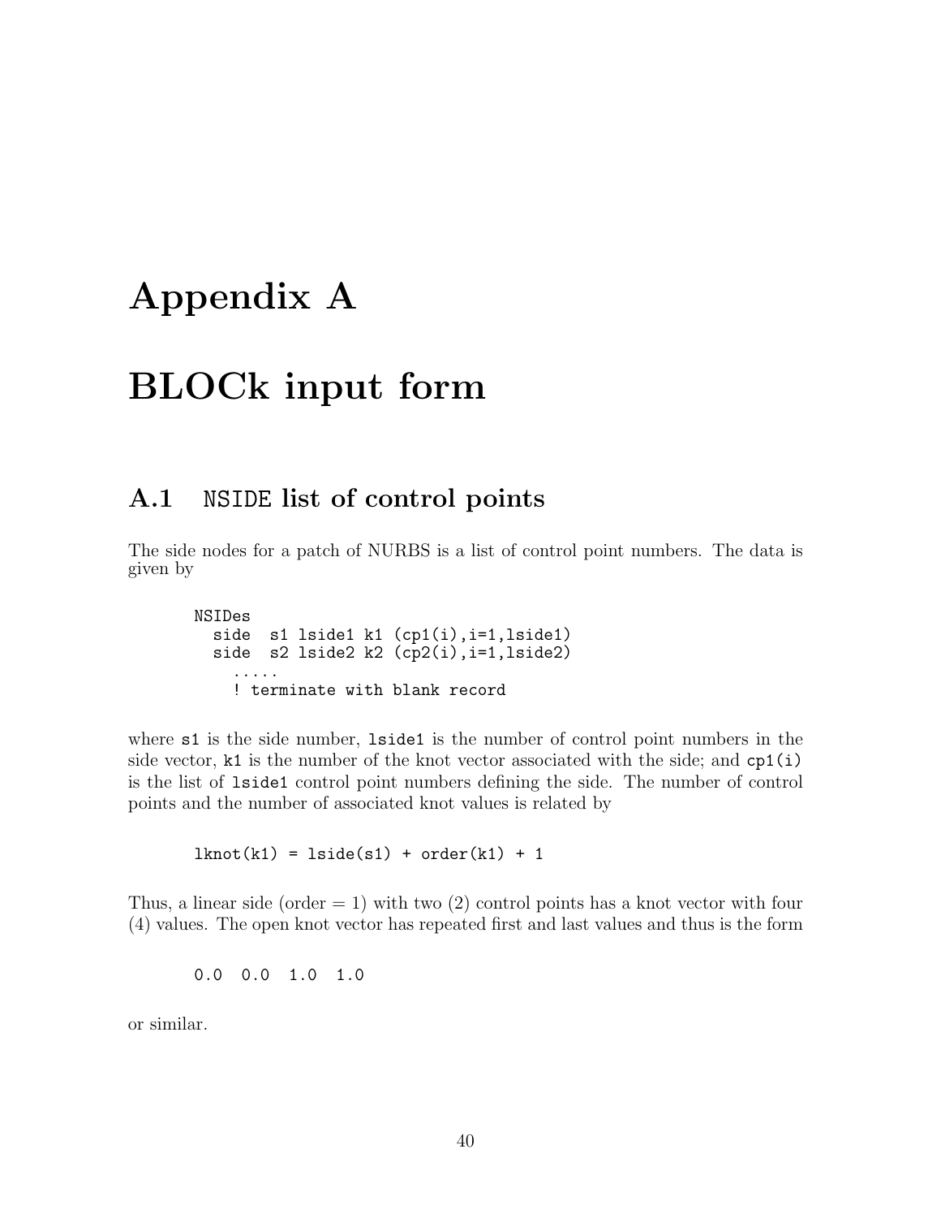# Appendix A

# BLOCk input form

## A.1 NSIDE list of control points

The side nodes for a patch of NURBS is a list of control point numbers. The data is given by

```
NSIDes
  side  s1 lside1 k1 (cp1(i),i=1,lside1)
  side  s2 lside2 k2 (cp2(i),i=1,lside2)
    .....
    ! terminate with blank record
```

where `s1` is the side number, `lside1` is the number of control point numbers in the side vector, `k1` is the number of the knot vector associated with the side; and `cp1(i)` is the list of `lside1` control point numbers defining the side. The number of control points and the number of associated knot values is related by

```
lknot(k1) = lside(s1) + order(k1) + 1
```

Thus, a linear side (order = 1) with two (2) control points has a knot vector with four (4) values. The open knot vector has repeated first and last values and thus is the form

```
0.0  0.0  1.0  1.0
```

or similar.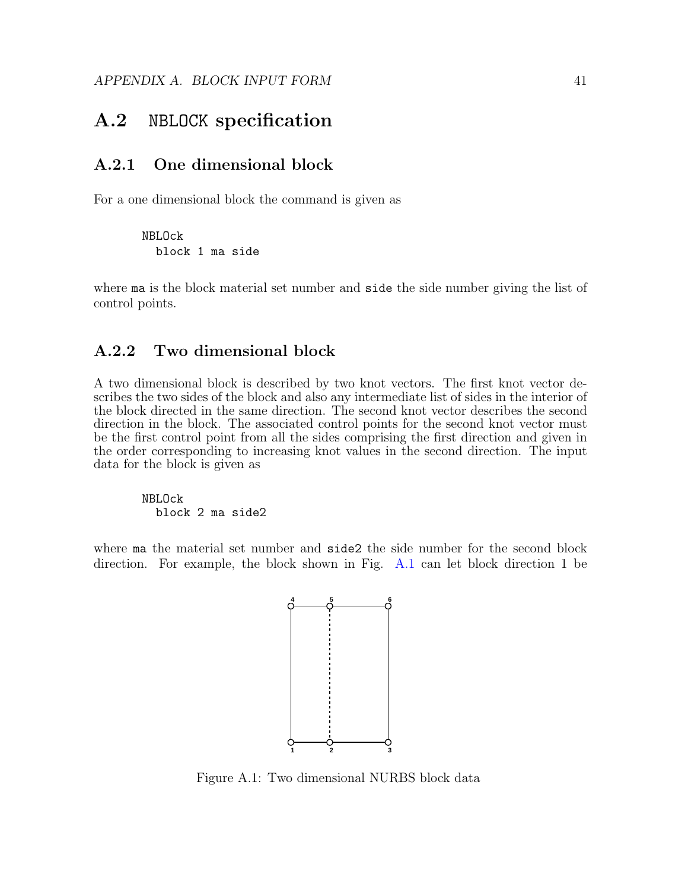## A.2 NBLOCK specification

### A.2.1 One dimensional block

For a one dimensional block the command is given as

```
NBLOck
  block 1 ma side
```

where ma is the block material set number and side the side number giving the list of control points.

### A.2.2 Two dimensional block

A two dimensional block is described by two knot vectors. The first knot vector describes the two sides of the block and also any intermediate list of sides in the interior of the block directed in the same direction. The second knot vector describes the second direction in the block. The associated control points for the second knot vector must be the first control point from all the sides comprising the first direction and given in the order corresponding to increasing knot values in the second direction. The input data for the block is given as

```
NBLOck
  block 2 ma side2
```

where ma the material set number and side2 the side number for the second block direction. For example, the block shown in Fig. A.1 can let block direction 1 be

Figure A.1: Two dimensional NURBS block data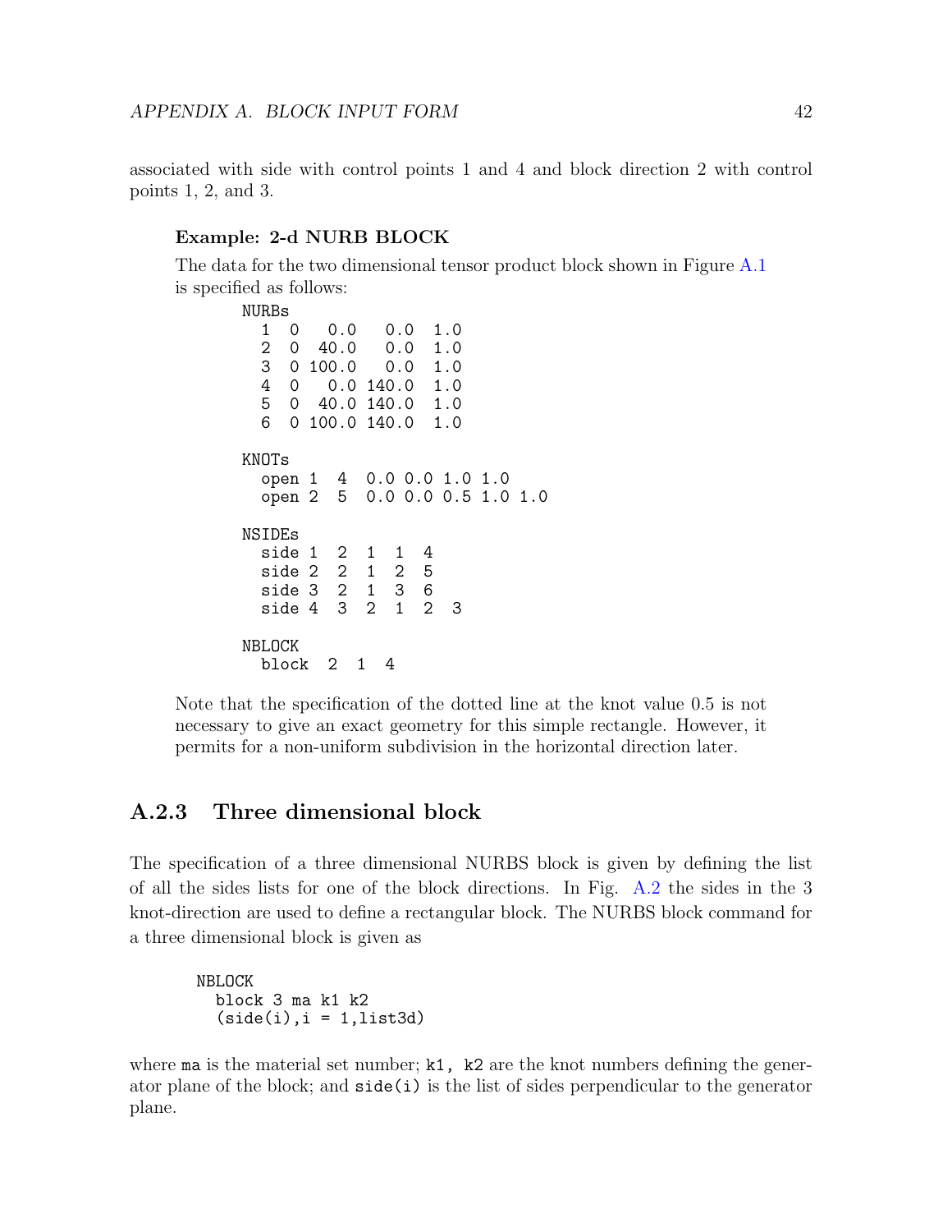associated with side with control points 1 and 4 and block direction 2 with control points 1, 2, and 3.

**Example: 2-d NURB BLOCK**

The data for the two dimensional tensor product block shown in Figure A.1 is specified as follows:

```
NURBs
  1  0   0.0   0.0  1.0
  2  0  40.0   0.0  1.0
  3  0 100.0   0.0  1.0
  4  0   0.0 140.0  1.0
  5  0  40.0 140.0  1.0
  6  0 100.0 140.0  1.0

KNOTs
  open 1  4  0.0 0.0 1.0 1.0
  open 2  5  0.0 0.0 0.5 1.0 1.0

NSIDEs
  side 1  2  1  1  4
  side 2  2  1  2  5
  side 3  2  1  3  6
  side 4  3  2  1  2  3

NBLOCK
  block  2  1  4
```

Note that the specification of the dotted line at the knot value 0.5 is not necessary to give an exact geometry for this simple rectangle. However, it permits for a non-uniform subdivision in the horizontal direction later.

### A.2.3 Three dimensional block

The specification of a three dimensional NURBS block is given by defining the list of all the sides lists for one of the block directions. In Fig. A.2 the sides in the 3 knot-direction are used to define a rectangular block. The NURBS block command for a three dimensional block is given as

```
NBLOCK
  block 3 ma k1 k2
  (side(i),i = 1,list3d)
```

where `ma` is the material set number; `k1, k2` are the knot numbers defining the generator plane of the block; and `side(i)` is the list of sides perpendicular to the generator plane.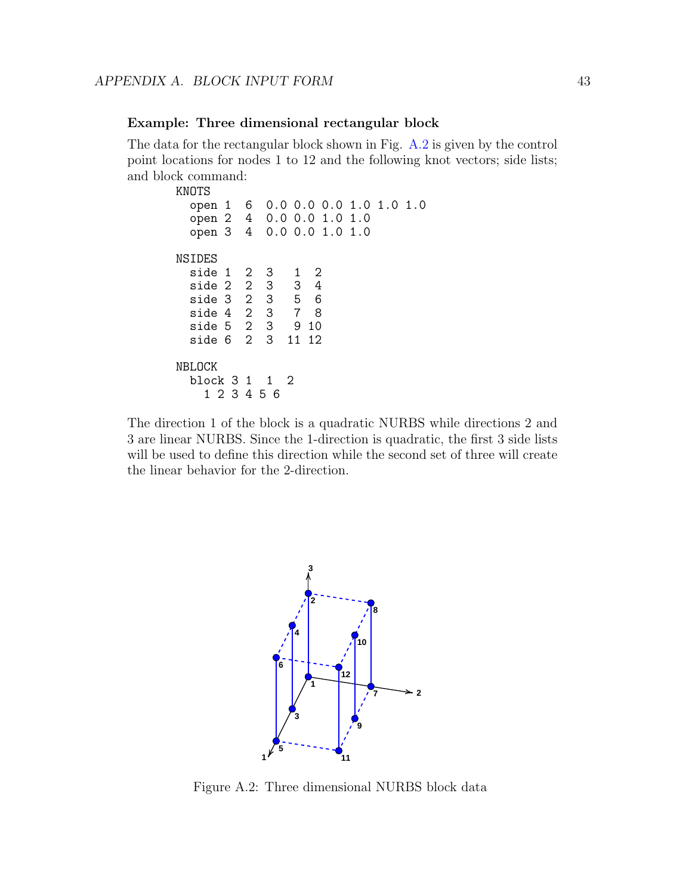**Example: Three dimensional rectangular block**

The data for the rectangular block shown in Fig. A.2 is given by the control point locations for nodes 1 to 12 and the following knot vectors; side lists; and block command:

```
KNOTS
  open 1  6  0.0 0.0 0.0 1.0 1.0 1.0
  open 2  4  0.0 0.0 1.0 1.0
  open 3  4  0.0 0.0 1.0 1.0

NSIDES
  side 1  2  3   1  2
  side 2  2  3   3  4
  side 3  2  3   5  6
  side 4  2  3   7  8
  side 5  2  3   9 10
  side 6  2  3  11 12

NBLOCK
  block 3 1  1  2
    1 2 3 4 5 6
```

The direction 1 of the block is a quadratic NURBS while directions 2 and 3 are linear NURBS. Since the 1-direction is quadratic, the first 3 side lists will be used to define this direction while the second set of three will create the linear behavior for the 2-direction.

Figure A.2: Three dimensional NURBS block data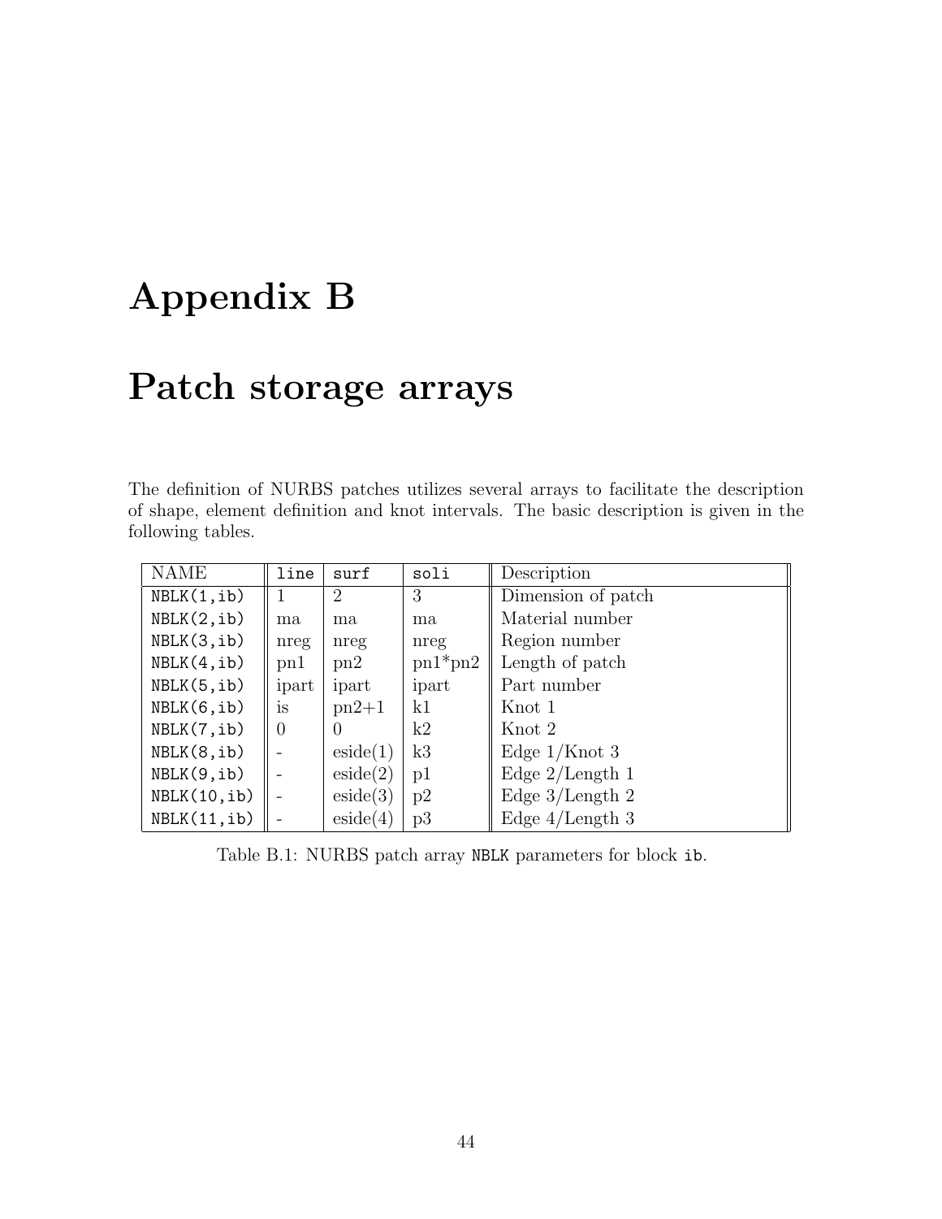# Appendix B

# Patch storage arrays

The definition of NURBS patches utilizes several arrays to facilitate the description of shape, element definition and knot intervals. The basic description is given in the following tables.

| NAME | `line` | `surf` | `soli` | Description |
|---|---|---|---|---|
| `NBLK(1,ib)` | 1 | 2 | 3 | Dimension of patch |
| `NBLK(2,ib)` | ma | ma | ma | Material number |
| `NBLK(3,ib)` | nreg | nreg | nreg | Region number |
| `NBLK(4,ib)` | pn1 | pn2 | pn1*pn2 | Length of patch |
| `NBLK(5,ib)` | ipart | ipart | ipart | Part number |
| `NBLK(6,ib)` | is | pn2+1 | k1 | Knot 1 |
| `NBLK(7,ib)` | 0 | 0 | k2 | Knot 2 |
| `NBLK(8,ib)` | - | eside(1) | k3 | Edge 1/Knot 3 |
| `NBLK(9,ib)` | - | eside(2) | p1 | Edge 2/Length 1 |
| `NBLK(10,ib)` | - | eside(3) | p2 | Edge 3/Length 2 |
| `NBLK(11,ib)` | - | eside(4) | p3 | Edge 4/Length 3 |

Table B.1: NURBS patch array `NBLK` parameters for block `ib`.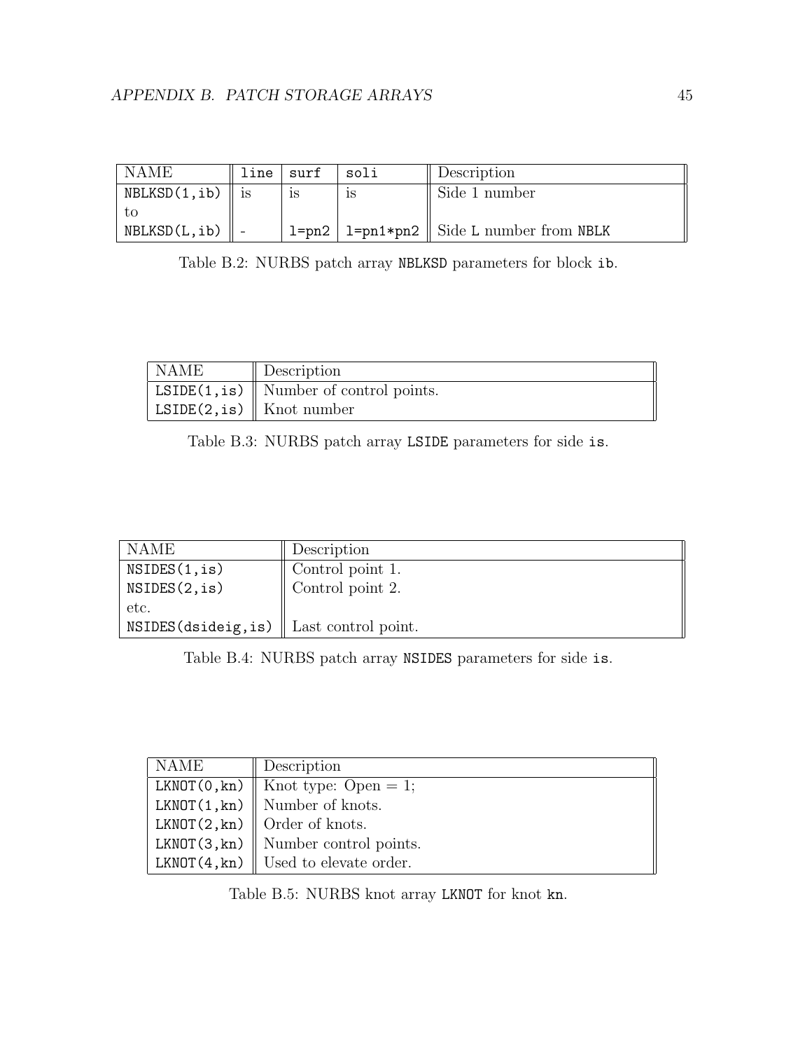| NAME | line | surf | soli | Description |
|---|---|---|---|---|
| NBLKSD(1,ib) | is | is | is | Side 1 number |
| to | | | | |
| NBLKSD(L,ib) | - | l=pn2 | l=pn1*pn2 | Side L number from NBLK |

Table B.2: NURBS patch array NBLKSD parameters for block ib.

| NAME | Description |
|---|---|
| LSIDE(1,is) | Number of control points. |
| LSIDE(2,is) | Knot number |

Table B.3: NURBS patch array LSIDE parameters for side is.

| NAME | Description |
|---|---|
| NSIDES(1,is) | Control point 1. |
| NSIDES(2,is) | Control point 2. |
| etc. | |
| NSIDES(dsideig,is) | Last control point. |

Table B.4: NURBS patch array NSIDES parameters for side is.

| NAME | Description |
|---|---|
| LKNOT(0,kn) | Knot type: Open = 1; |
| LKNOT(1,kn) | Number of knots. |
| LKNOT(2,kn) | Order of knots. |
| LKNOT(3,kn) | Number control points. |
| LKNOT(4,kn) | Used to elevate order. |

Table B.5: NURBS knot array LKNOT for knot kn.